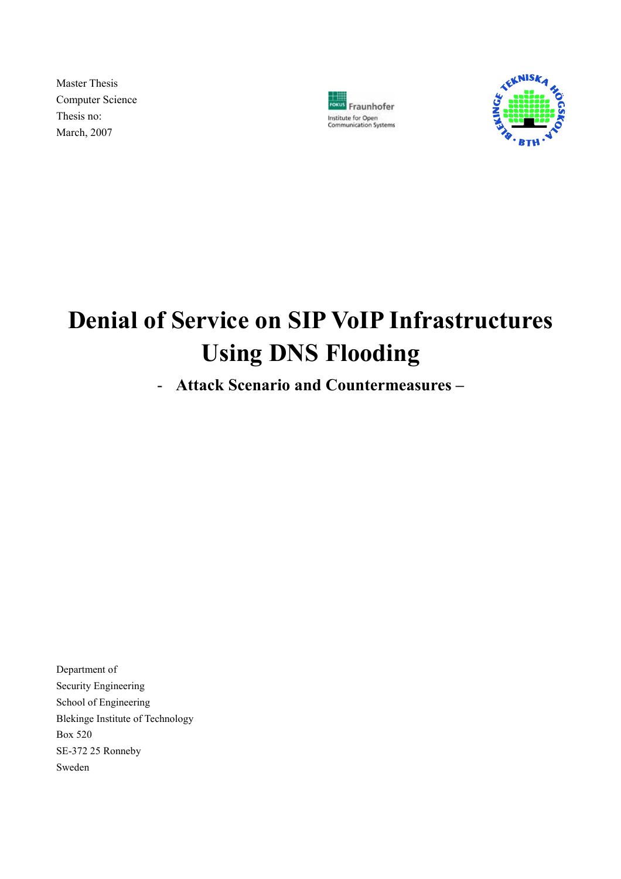Master Thesis
Computer Science
Thesis no:
March, 2007

# Denial of Service on SIP VoIP Infrastructures Using DNS Flooding

## - Attack Scenario and Countermeasures –

Department of
Security Engineering
School of Engineering
Blekinge Institute of Technology
Box 520
SE-372 25 Ronneby
Sweden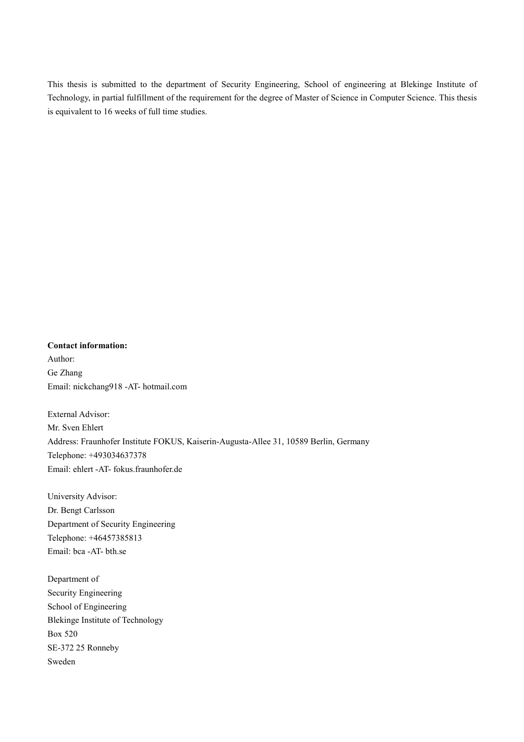This thesis is submitted to the department of Security Engineering, School of engineering at Blekinge Institute of Technology, in partial fulfillment of the requirement for the degree of Master of Science in Computer Science. This thesis is equivalent to 16 weeks of full time studies.

**Contact information:**

Author:
Ge Zhang
Email: nickchang918 -AT- hotmail.com

External Advisor:
Mr. Sven Ehlert
Address: Fraunhofer Institute FOKUS, Kaiserin-Augusta-Allee 31, 10589 Berlin, Germany
Telephone: +493034637378
Email: ehlert -AT- fokus.fraunhofer.de

University Advisor:
Dr. Bengt Carlsson
Department of Security Engineering
Telephone: +46457385813
Email: bca -AT- bth.se

Department of
Security Engineering
School of Engineering
Blekinge Institute of Technology
Box 520
SE-372 25 Ronneby
Sweden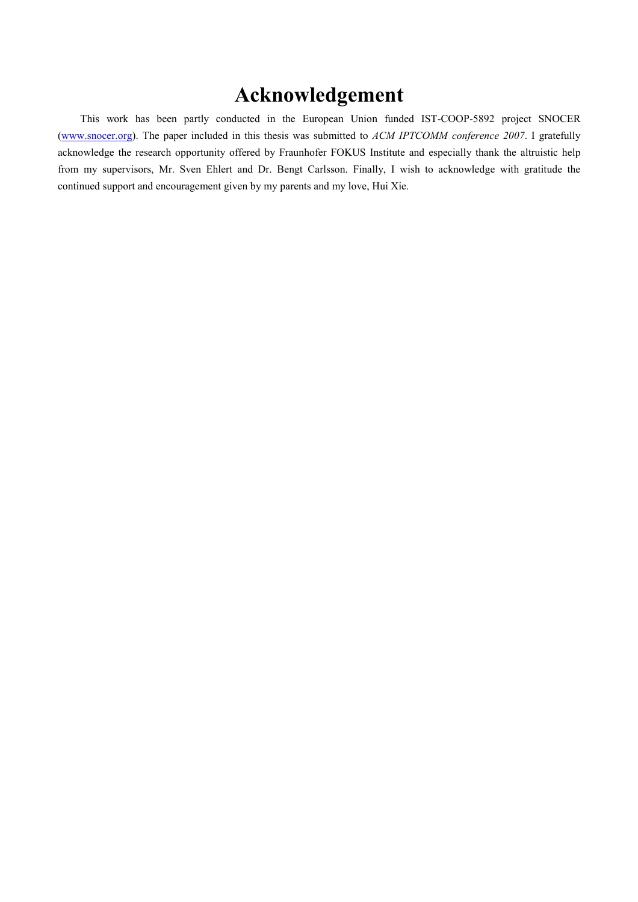# Acknowledgement

This work has been partly conducted in the European Union funded IST-COOP-5892 project SNOCER ([www.snocer.org](http://www.snocer.org)). The paper included in this thesis was submitted to *ACM IPTCOMM conference 2007*. I gratefully acknowledge the research opportunity offered by Fraunhofer FOKUS Institute and especially thank the altruistic help from my supervisors, Mr. Sven Ehlert and Dr. Bengt Carlsson. Finally, I wish to acknowledge with gratitude the continued support and encouragement given by my parents and my love, Hui Xie.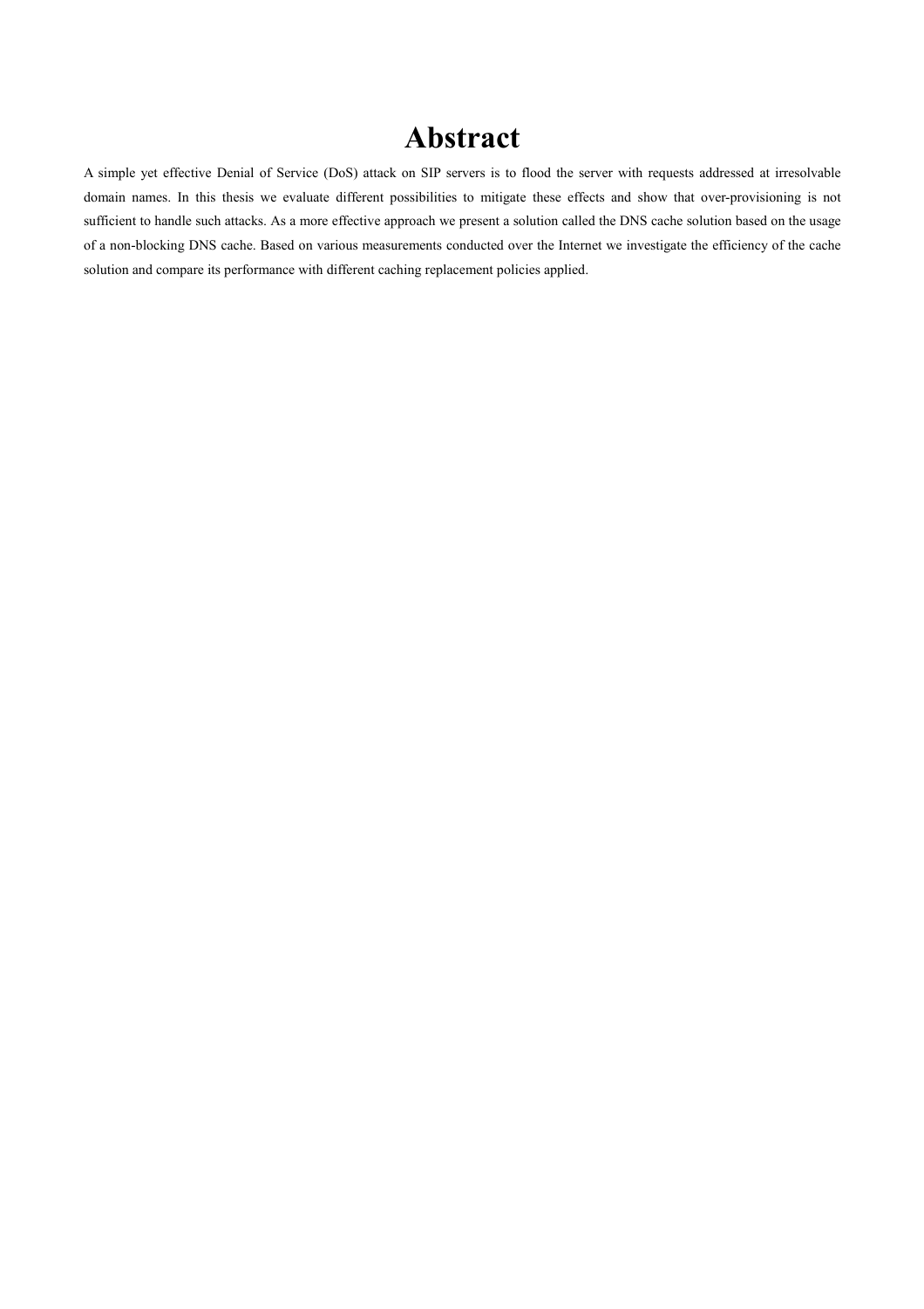# Abstract

A simple yet effective Denial of Service (DoS) attack on SIP servers is to flood the server with requests addressed at irresolvable domain names. In this thesis we evaluate different possibilities to mitigate these effects and show that over-provisioning is not sufficient to handle such attacks. As a more effective approach we present a solution called the DNS cache solution based on the usage of a non-blocking DNS cache. Based on various measurements conducted over the Internet we investigate the efficiency of the cache solution and compare its performance with different caching replacement policies applied.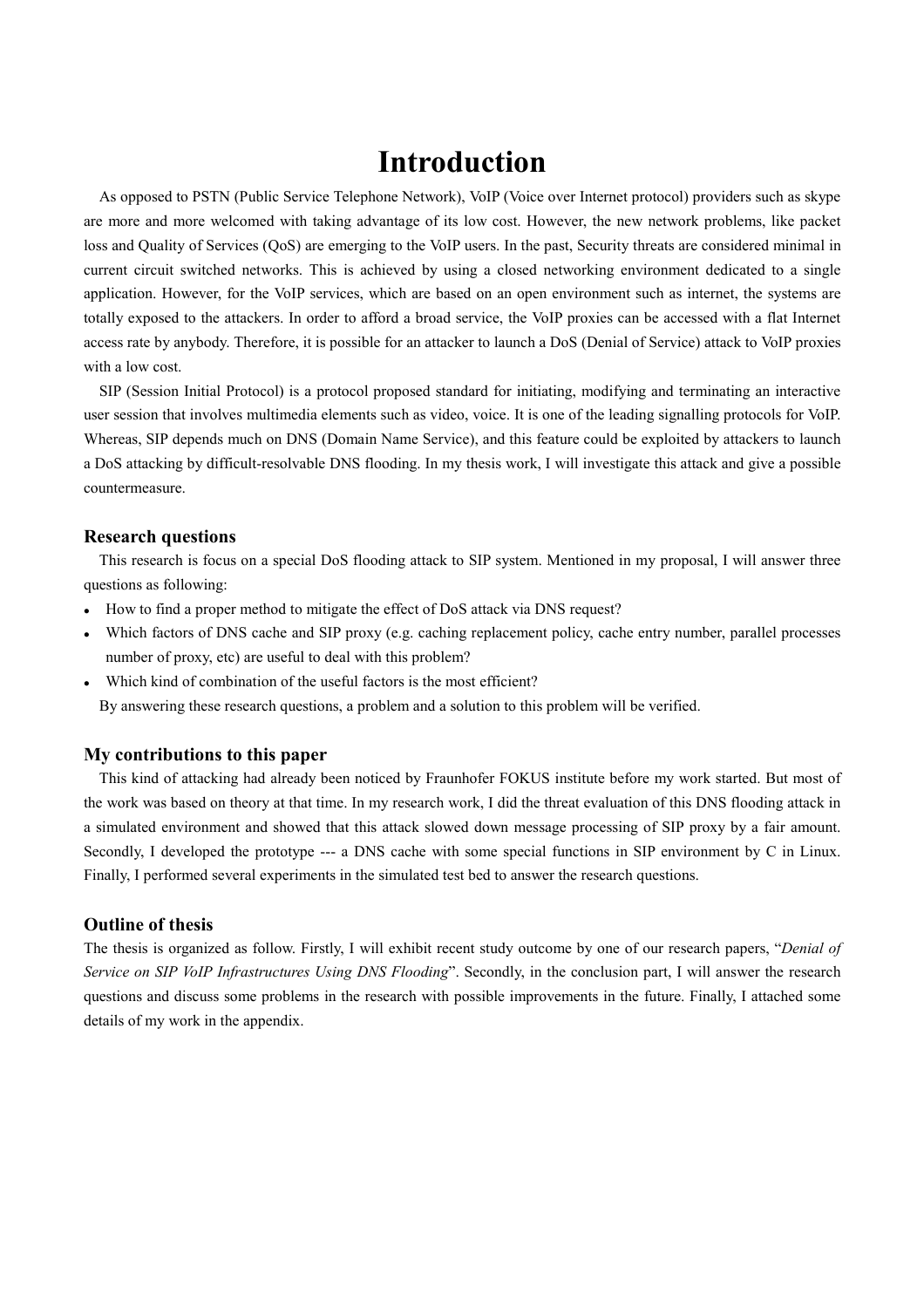# Introduction

As opposed to PSTN (Public Service Telephone Network), VoIP (Voice over Internet protocol) providers such as skype are more and more welcomed with taking advantage of its low cost. However, the new network problems, like packet loss and Quality of Services (QoS) are emerging to the VoIP users. In the past, Security threats are considered minimal in current circuit switched networks. This is achieved by using a closed networking environment dedicated to a single application. However, for the VoIP services, which are based on an open environment such as internet, the systems are totally exposed to the attackers. In order to afford a broad service, the VoIP proxies can be accessed with a flat Internet access rate by anybody. Therefore, it is possible for an attacker to launch a DoS (Denial of Service) attack to VoIP proxies with a low cost.

SIP (Session Initial Protocol) is a protocol proposed standard for initiating, modifying and terminating an interactive user session that involves multimedia elements such as video, voice. It is one of the leading signalling protocols for VoIP. Whereas, SIP depends much on DNS (Domain Name Service), and this feature could be exploited by attackers to launch a DoS attacking by difficult-resolvable DNS flooding. In my thesis work, I will investigate this attack and give a possible countermeasure.

### Research questions

This research is focus on a special DoS flooding attack to SIP system. Mentioned in my proposal, I will answer three questions as following:

- How to find a proper method to mitigate the effect of DoS attack via DNS request?
- Which factors of DNS cache and SIP proxy (e.g. caching replacement policy, cache entry number, parallel processes number of proxy, etc) are useful to deal with this problem?
- Which kind of combination of the useful factors is the most efficient?

By answering these research questions, a problem and a solution to this problem will be verified.

### My contributions to this paper

This kind of attacking had already been noticed by Fraunhofer FOKUS institute before my work started. But most of the work was based on theory at that time. In my research work, I did the threat evaluation of this DNS flooding attack in a simulated environment and showed that this attack slowed down message processing of SIP proxy by a fair amount. Secondly, I developed the prototype --- a DNS cache with some special functions in SIP environment by C in Linux. Finally, I performed several experiments in the simulated test bed to answer the research questions.

### Outline of thesis

The thesis is organized as follow. Firstly, I will exhibit recent study outcome by one of our research papers, "*Denial of Service on SIP VoIP Infrastructures Using DNS Flooding*". Secondly, in the conclusion part, I will answer the research questions and discuss some problems in the research with possible improvements in the future. Finally, I attached some details of my work in the appendix.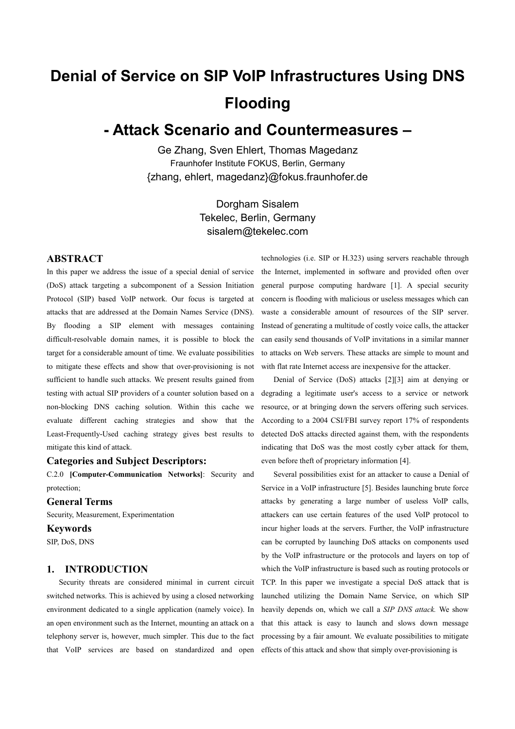# Denial of Service on SIP VoIP Infrastructures Using DNS Flooding

## - Attack Scenario and Countermeasures –

Ge Zhang, Sven Ehlert, Thomas Magedanz
Fraunhofer Institute FOKUS, Berlin, Germany
{zhang, ehlert, magedanz}@fokus.fraunhofer.de

Dorgham Sisalem
Tekelec, Berlin, Germany
sisalem@tekelec.com

### ABSTRACT

In this paper we address the issue of a special denial of service (DoS) attack targeting a subcomponent of a Session Initiation Protocol (SIP) based VoIP network. Our focus is targeted at attacks that are addressed at the Domain Names Service (DNS). By flooding a SIP element with messages containing difficult-resolvable domain names, it is possible to block the target for a considerable amount of time. We evaluate possibilities to mitigate these effects and show that over-provisioning is not sufficient to handle such attacks. We present results gained from testing with actual SIP providers of a counter solution based on a non-blocking DNS caching solution. Within this cache we evaluate different caching strategies and show that the Least-Frequently-Used caching strategy gives best results to mitigate this kind of attack.

### Categories and Subject Descriptors:

C.2.0 **[Computer-Communication Networks]**: Security and protection;

### General Terms

Security, Measurement, Experimentation

### Keywords

SIP, DoS, DNS

## 1. INTRODUCTION

Security threats are considered minimal in current circuit switched networks. This is achieved by using a closed networking environment dedicated to a single application (namely voice). In an open environment such as the Internet, mounting an attack on a telephony server is, however, much simpler. This due to the fact that VoIP services are based on standardized and open technologies (i.e. SIP or H.323) using servers reachable through the Internet, implemented in software and provided often over general purpose computing hardware [1]. A special security concern is flooding with malicious or useless messages which can waste a considerable amount of resources of the SIP server. Instead of generating a multitude of costly voice calls, the attacker can easily send thousands of VoIP invitations in a similar manner to attacks on Web servers. These attacks are simple to mount and with flat rate Internet access are inexpensive for the attacker.

Denial of Service (DoS) attacks [2][3] aim at denying or degrading a legitimate user's access to a service or network resource, or at bringing down the servers offering such services. According to a 2004 CSI/FBI survey report 17% of respondents detected DoS attacks directed against them, with the respondents indicating that DoS was the most costly cyber attack for them, even before theft of proprietary information [4].

Several possibilities exist for an attacker to cause a Denial of Service in a VoIP infrastructure [5]. Besides launching brute force attacks by generating a large number of useless VoIP calls, attackers can use certain features of the used VoIP protocol to incur higher loads at the servers. Further, the VoIP infrastructure can be corrupted by launching DoS attacks on components used by the VoIP infrastructure or the protocols and layers on top of which the VoIP infrastructure is based such as routing protocols or TCP. In this paper we investigate a special DoS attack that is launched utilizing the Domain Name Service, on which SIP heavily depends on, which we call a *SIP DNS attack.* We show that this attack is easy to launch and slows down message processing by a fair amount. We evaluate possibilities to mitigate effects of this attack and show that simply over-provisioning is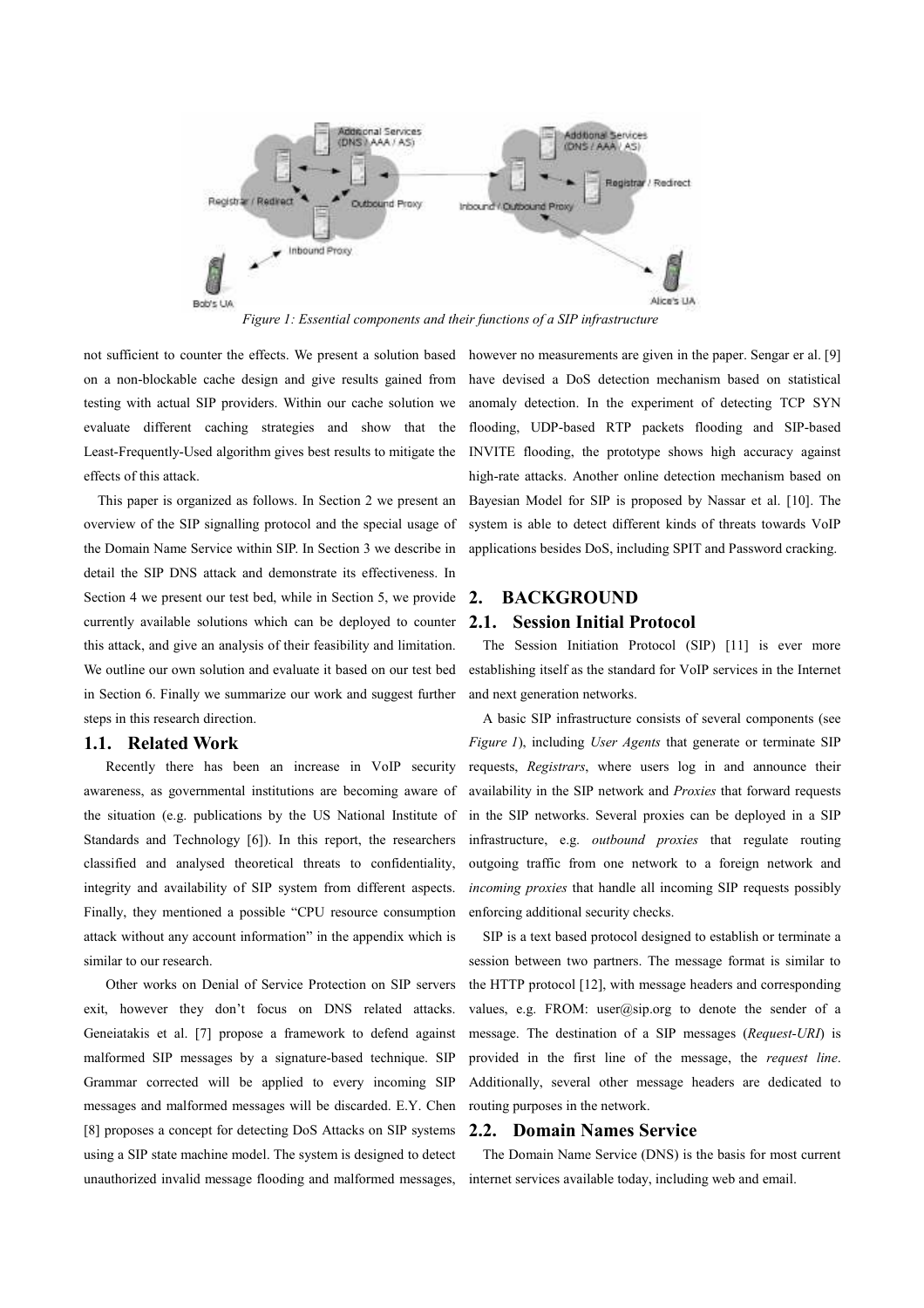Figure 1: Essential components and their functions of a SIP infrastructure

not sufficient to counter the effects. We present a solution based on a non-blockable cache design and give results gained from testing with actual SIP providers. Within our cache solution we evaluate different caching strategies and show that the Least-Frequently-Used algorithm gives best results to mitigate the effects of this attack.

This paper is organized as follows. In Section 2 we present an overview of the SIP signalling protocol and the special usage of the Domain Name Service within SIP. In Section 3 we describe in detail the SIP DNS attack and demonstrate its effectiveness. In Section 4 we present our test bed, while in Section 5, we provide currently available solutions which can be deployed to counter this attack, and give an analysis of their feasibility and limitation. We outline our own solution and evaluate it based on our test bed in Section 6. Finally we summarize our work and suggest further steps in this research direction.

### 1.1. Related Work

Recently there has been an increase in VoIP security awareness, as governmental institutions are becoming aware of the situation (e.g. publications by the US National Institute of Standards and Technology [6]). In this report, the researchers classified and analysed theoretical threats to confidentiality, integrity and availability of SIP system from different aspects. Finally, they mentioned a possible "CPU resource consumption attack without any account information" in the appendix which is similar to our research.

Other works on Denial of Service Protection on SIP servers exit, however they don't focus on DNS related attacks. Geneiatakis et al. [7] propose a framework to defend against malformed SIP messages by a signature-based technique. SIP Grammar corrected will be applied to every incoming SIP messages and malformed messages will be discarded. E.Y. Chen [8] proposes a concept for detecting DoS Attacks on SIP systems using a SIP state machine model. The system is designed to detect unauthorized invalid message flooding and malformed messages, however no measurements are given in the paper. Sengar er al. [9] have devised a DoS detection mechanism based on statistical anomaly detection. In the experiment of detecting TCP SYN flooding, UDP-based RTP packets flooding and SIP-based INVITE flooding, the prototype shows high accuracy against high-rate attacks. Another online detection mechanism based on Bayesian Model for SIP is proposed by Nassar et al. [10]. The system is able to detect different kinds of threats towards VoIP applications besides DoS, including SPIT and Password cracking.

## 2. BACKGROUND

### 2.1. Session Initial Protocol

The Session Initiation Protocol (SIP) [11] is ever more establishing itself as the standard for VoIP services in the Internet and next generation networks.

A basic SIP infrastructure consists of several components (see *Figure 1*), including *User Agents* that generate or terminate SIP requests, *Registrars*, where users log in and announce their availability in the SIP network and *Proxies* that forward requests in the SIP networks. Several proxies can be deployed in a SIP infrastructure, e.g. *outbound proxies* that regulate routing outgoing traffic from one network to a foreign network and *incoming proxies* that handle all incoming SIP requests possibly enforcing additional security checks.

SIP is a text based protocol designed to establish or terminate a session between two partners. The message format is similar to the HTTP protocol [12], with message headers and corresponding values, e.g. FROM: user@sip.org to denote the sender of a message. The destination of a SIP messages (*Request-URI*) is provided in the first line of the message, the *request line*. Additionally, several other message headers are dedicated to routing purposes in the network.

### 2.2. Domain Names Service

The Domain Name Service (DNS) is the basis for most current internet services available today, including web and email.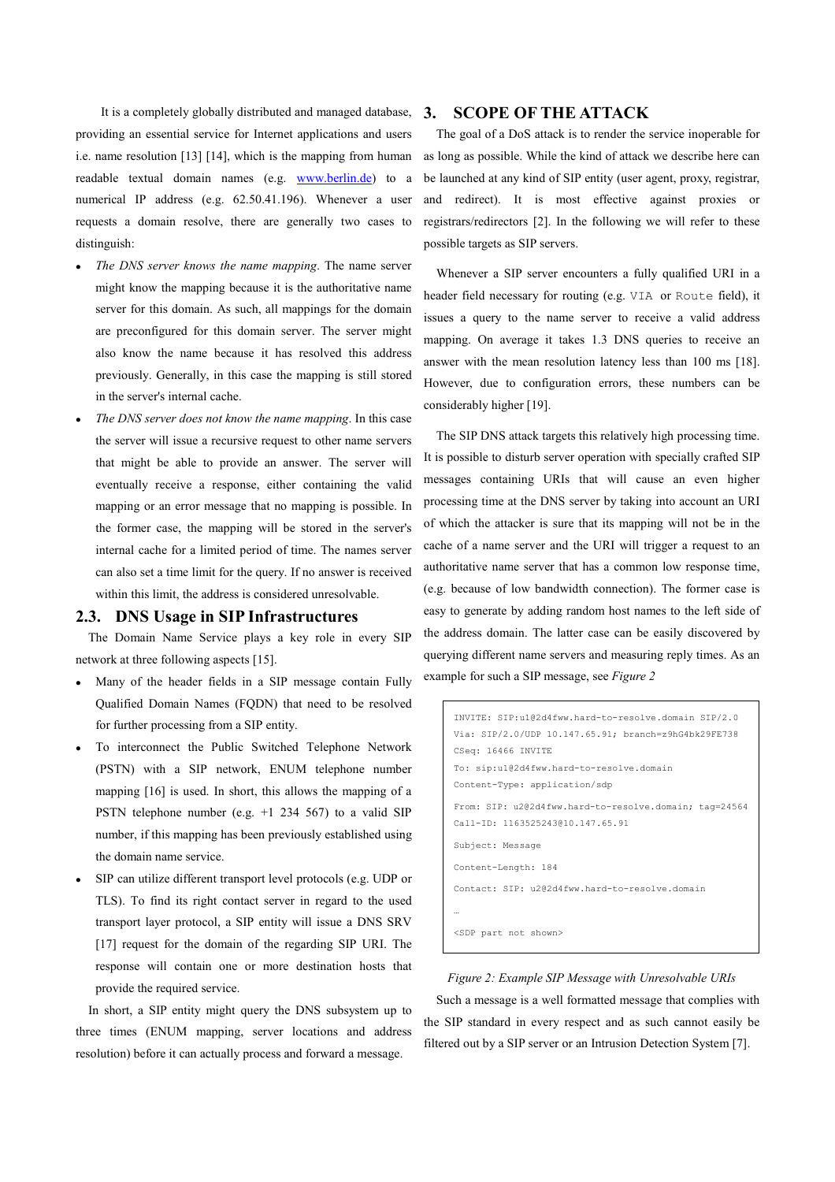It is a completely globally distributed and managed database, providing an essential service for Internet applications and users i.e. name resolution [13] [14], which is the mapping from human readable textual domain names (e.g. www.berlin.de) to a numerical IP address (e.g. 62.50.41.196). Whenever a user requests a domain resolve, there are generally two cases to distinguish:

- *The DNS server knows the name mapping*. The name server might know the mapping because it is the authoritative name server for this domain. As such, all mappings for the domain are preconfigured for this domain server. The server might also know the name because it has resolved this address previously. Generally, in this case the mapping is still stored in the server's internal cache.
- *The DNS server does not know the name mapping*. In this case the server will issue a recursive request to other name servers that might be able to provide an answer. The server will eventually receive a response, either containing the valid mapping or an error message that no mapping is possible. In the former case, the mapping will be stored in the server's internal cache for a limited period of time. The names server can also set a time limit for the query. If no answer is received within this limit, the address is considered unresolvable.

## 2.3. DNS Usage in SIP Infrastructures

The Domain Name Service plays a key role in every SIP network at three following aspects [15].

- Many of the header fields in a SIP message contain Fully Qualified Domain Names (FQDN) that need to be resolved for further processing from a SIP entity.
- To interconnect the Public Switched Telephone Network (PSTN) with a SIP network, ENUM telephone number mapping [16] is used. In short, this allows the mapping of a PSTN telephone number (e.g. +1 234 567) to a valid SIP number, if this mapping has been previously established using the domain name service.
- SIP can utilize different transport level protocols (e.g. UDP or TLS). To find its right contact server in regard to the used transport layer protocol, a SIP entity will issue a DNS SRV [17] request for the domain of the regarding SIP URI. The response will contain one or more destination hosts that provide the required service.

In short, a SIP entity might query the DNS subsystem up to three times (ENUM mapping, server locations and address resolution) before it can actually process and forward a message.

# 3. SCOPE OF THE ATTACK

The goal of a DoS attack is to render the service inoperable for as long as possible. While the kind of attack we describe here can be launched at any kind of SIP entity (user agent, proxy, registrar, and redirect). It is most effective against proxies or registrars/redirectors [2]. In the following we will refer to these possible targets as SIP servers.

Whenever a SIP server encounters a fully qualified URI in a header field necessary for routing (e.g. `VIA` or `Route` field), it issues a query to the name server to receive a valid address mapping. On average it takes 1.3 DNS queries to receive an answer with the mean resolution latency less than 100 ms [18]. However, due to configuration errors, these numbers can be considerably higher [19].

The SIP DNS attack targets this relatively high processing time. It is possible to disturb server operation with specially crafted SIP messages containing URIs that will cause an even higher processing time at the DNS server by taking into account an URI of which the attacker is sure that its mapping will not be in the cache of a name server and the URI will trigger a request to an authoritative name server that has a common low response time, (e.g. because of low bandwidth connection). The former case is easy to generate by adding random host names to the left side of the address domain. The latter case can be easily discovered by querying different name servers and measuring reply times. As an example for such a SIP message, see *Figure 2*

```
INVITE: SIP:u1@2d4fww.hard-to-resolve.domain SIP/2.0
Via: SIP/2.0/UDP 10.147.65.91; branch=z9hG4bk29FE738
CSeq: 16466 INVITE
To: sip:u1@2d4fww.hard-to-resolve.domain
Content-Type: application/sdp
From: SIP: u2@2d4fww.hard-to-resolve.domain; tag=24564
Call-ID: 1163525243@10.147.65.91
Subject: Message
Content-Length: 184
Contact: SIP: u2@2d4fww.hard-to-resolve.domain
…
<SDP part not shown>
```

*Figure 2: Example SIP Message with Unresolvable URIs*

Such a message is a well formatted message that complies with the SIP standard in every respect and as such cannot easily be filtered out by a SIP server or an Intrusion Detection System [7].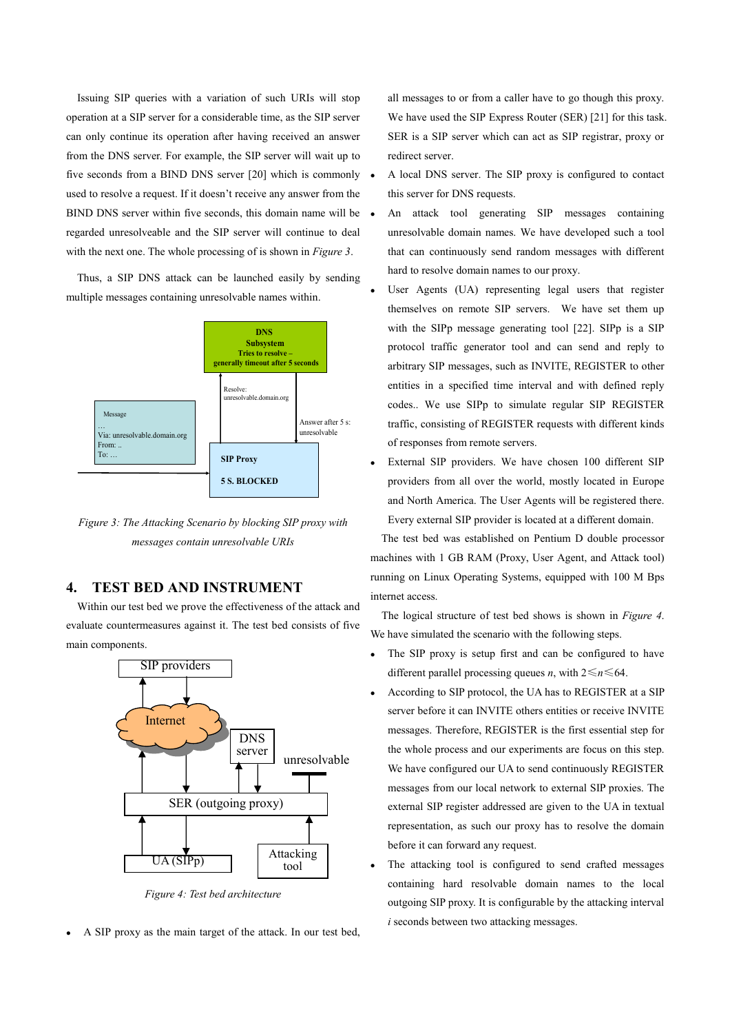Issuing SIP queries with a variation of such URIs will stop operation at a SIP server for a considerable time, as the SIP server can only continue its operation after having received an answer from the DNS server. For example, the SIP server will wait up to five seconds from a BIND DNS server [20] which is commonly used to resolve a request. If it doesn't receive any answer from the BIND DNS server within five seconds, this domain name will be regarded unresolveable and the SIP server will continue to deal with the next one. The whole processing of is shown in *Figure 3*.

Thus, a SIP DNS attack can be launched easily by sending multiple messages containing unresolvable names within.

DNS
Subsystem
Tries to resolve –
generally timeout after 5 seconds

Resolve:
unresolvable.domain.org

Answer after 5 s:
unresolvable

Message
…
Via: unresolvable.domain.org
From: ..
To: …

SIP Proxy
5 S. BLOCKED

*Figure 3: The Attacking Scenario by blocking SIP proxy with messages contain unresolvable URIs*

## 4. TEST BED AND INSTRUMENT

Within our test bed we prove the effectiveness of the attack and evaluate countermeasures against it. The test bed consists of five main components.

SIP providers
Internet
DNS server
unresolvable
SER (outgoing proxy)
UA (SIPp)
Attacking tool

*Figure 4: Test bed architecture*

- A SIP proxy as the main target of the attack. In our test bed, all messages to or from a caller have to go though this proxy. We have used the SIP Express Router (SER) [21] for this task. SER is a SIP server which can act as SIP registrar, proxy or redirect server.
- A local DNS server. The SIP proxy is configured to contact this server for DNS requests.
- An attack tool generating SIP messages containing unresolvable domain names. We have developed such a tool that can continuously send random messages with different hard to resolve domain names to our proxy.
- User Agents (UA) representing legal users that register themselves on remote SIP servers. We have set them up with the SIPp message generating tool [22]. SIPp is a SIP protocol traffic generator tool and can send and reply to arbitrary SIP messages, such as INVITE, REGISTER to other entities in a specified time interval and with defined reply codes.. We use SIPp to simulate regular SIP REGISTER traffic, consisting of REGISTER requests with different kinds of responses from remote servers.
- External SIP providers. We have chosen 100 different SIP providers from all over the world, mostly located in Europe and North America. The User Agents will be registered there. Every external SIP provider is located at a different domain.

The test bed was established on Pentium D double processor machines with 1 GB RAM (Proxy, User Agent, and Attack tool) running on Linux Operating Systems, equipped with 100 M Bps internet access.

The logical structure of test bed shows is shown in *Figure 4*. We have simulated the scenario with the following steps.

- The SIP proxy is setup first and can be configured to have different parallel processing queues $n$, with $2 \leqslant n \leqslant 64$.
- According to SIP protocol, the UA has to REGISTER at a SIP server before it can INVITE others entities or receive INVITE messages. Therefore, REGISTER is the first essential step for the whole process and our experiments are focus on this step. We have configured our UA to send continuously REGISTER messages from our local network to external SIP proxies. The external SIP register addressed are given to the UA in textual representation, as such our proxy has to resolve the domain before it can forward any request.
- The attacking tool is configured to send crafted messages containing hard resolvable domain names to the local outgoing SIP proxy. It is configurable by the attacking interval $i$ seconds between two attacking messages.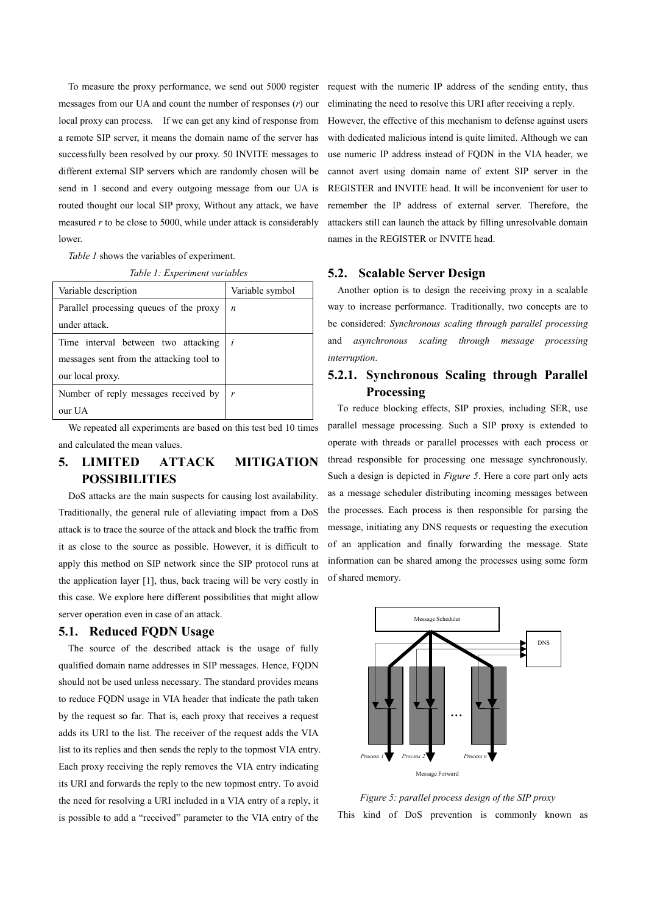To measure the proxy performance, we send out 5000 register messages from our UA and count the number of responses ($r$) our local proxy can process. If we can get any kind of response from a remote SIP server, it means the domain name of the server has successfully been resolved by our proxy. 50 INVITE messages to different external SIP servers which are randomly chosen will be send in 1 second and every outgoing message from our UA is routed thought our local SIP proxy, Without any attack, we have measured $r$ to be close to 5000, while under attack is considerably lower.

*Table 1* shows the variables of experiment.

*Table 1: Experiment variables*

| Variable description | Variable symbol |
|---|---|
| Parallel processing queues of the proxy under attack. | $n$ |
| Time interval between two attacking messages sent from the attacking tool to our local proxy. | $i$ |
| Number of reply messages received by our UA | $r$ |

We repeated all experiments are based on this test bed 10 times and calculated the mean values.

# 5. LIMITED ATTACK MITIGATION POSSIBILITIES

DoS attacks are the main suspects for causing lost availability. Traditionally, the general rule of alleviating impact from a DoS attack is to trace the source of the attack and block the traffic from it as close to the source as possible. However, it is difficult to apply this method on SIP network since the SIP protocol runs at the application layer [1], thus, back tracing will be very costly in this case. We explore here different possibilities that might allow server operation even in case of an attack.

## 5.1. Reduced FQDN Usage

The source of the described attack is the usage of fully qualified domain name addresses in SIP messages. Hence, FQDN should not be used unless necessary. The standard provides means to reduce FQDN usage in VIA header that indicate the path taken by the request so far. That is, each proxy that receives a request adds its URI to the list. The receiver of the request adds the VIA list to its replies and then sends the reply to the topmost VIA entry. Each proxy receiving the reply removes the VIA entry indicating its URI and forwards the reply to the new topmost entry. To avoid the need for resolving a URI included in a VIA entry of a reply, it is possible to add a "received" parameter to the VIA entry of the request with the numeric IP address of the sending entity, thus eliminating the need to resolve this URI after receiving a reply. However, the effective of this mechanism to defense against users with dedicated malicious intend is quite limited. Although we can use numeric IP address instead of FQDN in the VIA header, we cannot avert using domain name of extent SIP server in the REGISTER and INVITE head. It will be inconvenient for user to remember the IP address of external server. Therefore, the attackers still can launch the attack by filling unresolvable domain names in the REGISTER or INVITE head.

## 5.2. Scalable Server Design

Another option is to design the receiving proxy in a scalable way to increase performance. Traditionally, two concepts are to be considered: *Synchronous scaling through parallel processing* and *asynchronous scaling through message processing interruption*.

### 5.2.1. Synchronous Scaling through Parallel Processing

To reduce blocking effects, SIP proxies, including SER, use parallel message processing. Such a SIP proxy is extended to operate with threads or parallel processes with each process or thread responsible for processing one message synchronously. Such a design is depicted in *Figure 5*. Here a core part only acts as a message scheduler distributing incoming messages between the processes. Each process is then responsible for parsing the message, initiating any DNS requests or requesting the execution of an application and finally forwarding the message. State information can be shared among the processes using some form of shared memory.

Message Scheduler

DNS

Process 1

Process 2

...

Process n

Message Forward

*Figure 5: parallel process design of the SIP proxy*

This kind of DoS prevention is commonly known as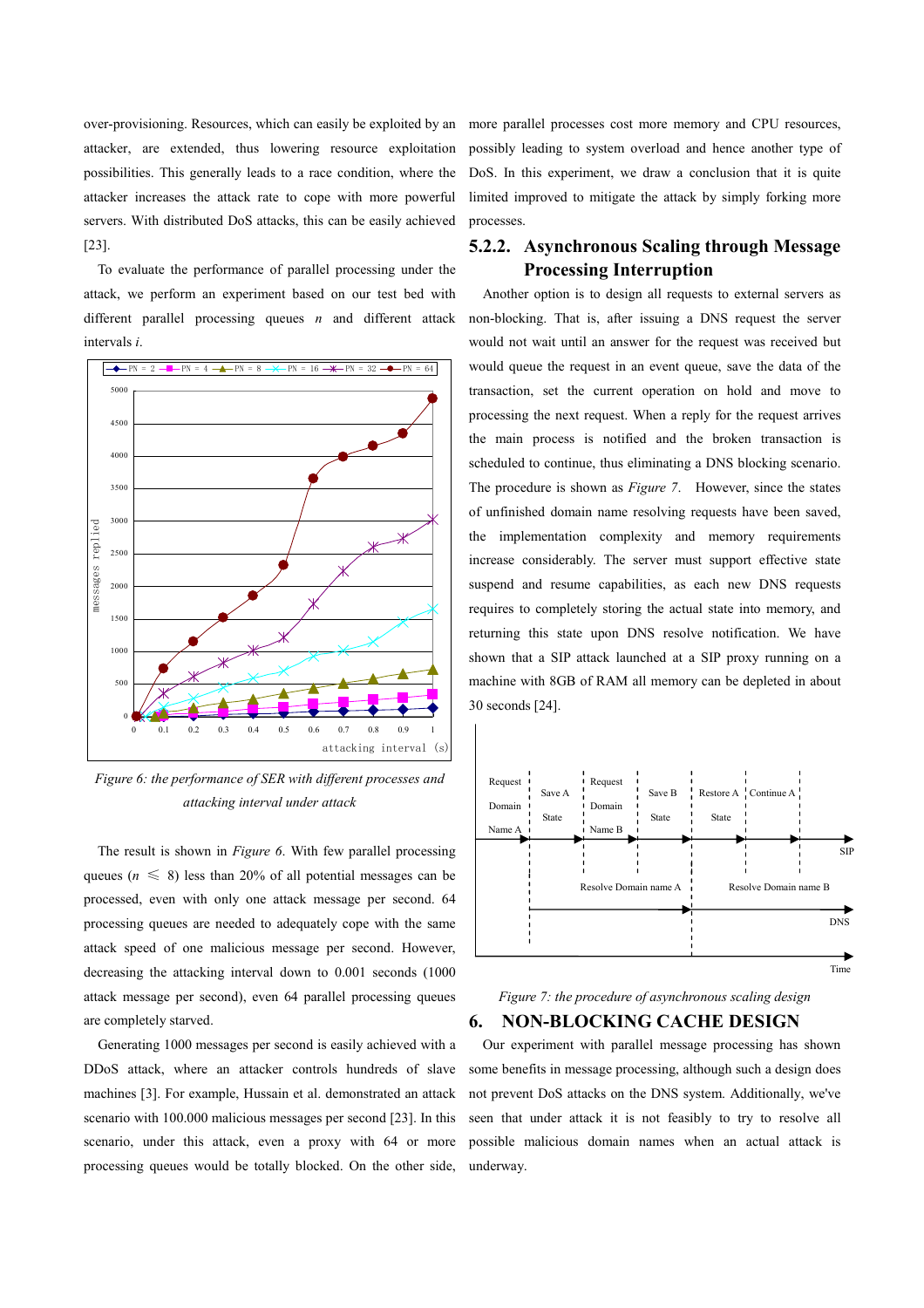over-provisioning. Resources, which can easily be exploited by an attacker, are extended, thus lowering resource exploitation possibilities. This generally leads to a race condition, where the attacker increases the attack rate to cope with more powerful servers. With distributed DoS attacks, this can be easily achieved [23].

To evaluate the performance of parallel processing under the attack, we perform an experiment based on our test bed with different parallel processing queues $n$ and different attack intervals $i$.

PN = 2 PN = 4 PN = 8 PN = 16 PN = 32 PN = 64

5000
4500
4000
3500
3000
2500
2000
1500
1000
500
0

messages replied

0 0.1 0.2 0.3 0.4 0.5 0.6 0.7 0.8 0.9 1

attacking interval (s)

*Figure 6: the performance of SER with different processes and attacking interval under attack*

The result is shown in *Figure 6*. With few parallel processing queues ($n \leqslant 8$) less than 20% of all potential messages can be processed, even with only one attack message per second. 64 processing queues are needed to adequately cope with the same attack speed of one malicious message per second. However, decreasing the attacking interval down to 0.001 seconds (1000 attack message per second), even 64 parallel processing queues are completely starved.

Generating 1000 messages per second is easily achieved with a DDoS attack, where an attacker controls hundreds of slave machines [3]. For example, Hussain et al. demonstrated an attack scenario with 100.000 malicious messages per second [23]. In this scenario, under this attack, even a proxy with 64 or more processing queues would be totally blocked. On the other side, more parallel processes cost more memory and CPU resources, possibly leading to system overload and hence another type of DoS. In this experiment, we draw a conclusion that it is quite limited improved to mitigate the attack by simply forking more processes.

### 5.2.2. Asynchronous Scaling through Message Processing Interruption

Another option is to design all requests to external servers as non-blocking. That is, after issuing a DNS request the server would not wait until an answer for the request was received but would queue the request in an event queue, save the data of the transaction, set the current operation on hold and move to processing the next request. When a reply for the request arrives the main process is notified and the broken transaction is scheduled to continue, thus eliminating a DNS blocking scenario. The procedure is shown as *Figure 7*. However, since the states of unfinished domain name resolving requests have been saved, the implementation complexity and memory requirements increase considerably. The server must support effective state suspend and resume capabilities, as each new DNS requests requires to completely storing the actual state into memory, and returning this state upon DNS resolve notification. We have shown that a SIP attack launched at a SIP proxy running on a machine with 8GB of RAM all memory can be depleted in about 30 seconds [24].

Request Domain Name A
Save A State
Request Domain Name B
Save B State
Restore A State
Continue A
SIP
Resolve Domain name A
Resolve Domain name B
DNS
Time

*Figure 7: the procedure of asynchronous scaling design*

## 6. NON-BLOCKING CACHE DESIGN

Our experiment with parallel message processing has shown some benefits in message processing, although such a design does not prevent DoS attacks on the DNS system. Additionally, we've seen that under attack it is not feasibly to try to resolve all possible malicious domain names when an actual attack is underway.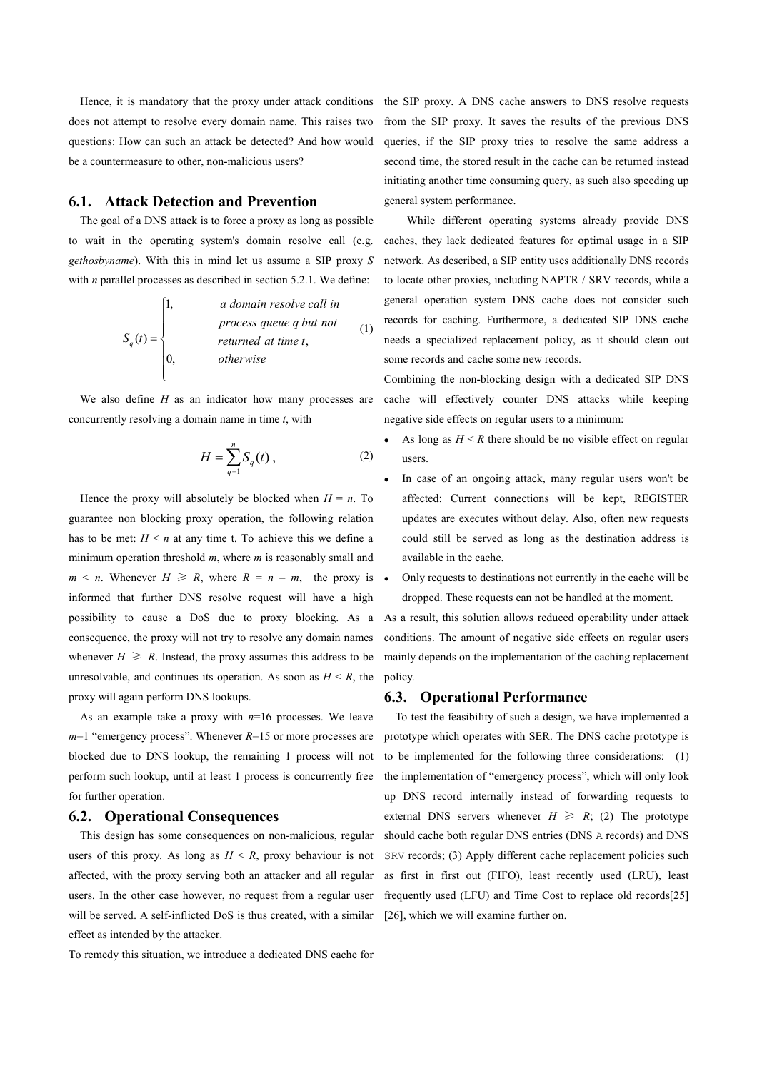Hence, it is mandatory that the proxy under attack conditions does not attempt to resolve every domain name. This raises two questions: How can such an attack be detected? And how would be a countermeasure to other, non-malicious users?

## 6.1. Attack Detection and Prevention

The goal of a DNS attack is to force a proxy as long as possible to wait in the operating system's domain resolve call (e.g. *gethosbyname*). With this in mind let us assume a SIP proxy $S$ with $n$ parallel processes as described in section 5.2.1. We define:

$$S_q(t) = \begin{cases} 1, & \textit{a domain resolve call in process queue q but not returned at time t}, \\ 0, & \textit{otherwise} \end{cases} \tag{1}$$

We also define $H$ as an indicator how many processes are concurrently resolving a domain name in time $t$, with

$$H = \sum_{q=1}^{n} S_q(t), \tag{2}$$

Hence the proxy will absolutely be blocked when $H = n$. To guarantee non blocking proxy operation, the following relation has to be met: $H < n$ at any time t. To achieve this we define a minimum operation threshold $m$, where $m$ is reasonably small and $m < n$. Whenever $H \geqslant R$, where $R = n - m$, the proxy is informed that further DNS resolve request will have a high possibility to cause a DoS due to proxy blocking. As a consequence, the proxy will not try to resolve any domain names whenever $H \geqslant R$. Instead, the proxy assumes this address to be unresolvable, and continues its operation. As soon as $H < R$, the proxy will again perform DNS lookups.

As an example take a proxy with $n$=16 processes. We leave $m$=1 "emergency process". Whenever $R$=15 or more processes are blocked due to DNS lookup, the remaining 1 process will not perform such lookup, until at least 1 process is concurrently free for further operation.

## 6.2. Operational Consequences

This design has some consequences on non-malicious, regular users of this proxy. As long as $H < R$, proxy behaviour is not affected, with the proxy serving both an attacker and all regular users. In the other case however, no request from a regular user will be served. A self-inflicted DoS is thus created, with a similar effect as intended by the attacker.

To remedy this situation, we introduce a dedicated DNS cache for the SIP proxy. A DNS cache answers to DNS resolve requests from the SIP proxy. It saves the results of the previous DNS queries, if the SIP proxy tries to resolve the same address a second time, the stored result in the cache can be returned instead initiating another time consuming query, as such also speeding up general system performance.

While different operating systems already provide DNS caches, they lack dedicated features for optimal usage in a SIP network. As described, a SIP entity uses additionally DNS records to locate other proxies, including NAPTR / SRV records, while a general operation system DNS cache does not consider such records for caching. Furthermore, a dedicated SIP DNS cache needs a specialized replacement policy, as it should clean out some records and cache some new records.

Combining the non-blocking design with a dedicated SIP DNS cache will effectively counter DNS attacks while keeping negative side effects on regular users to a minimum:

- As long as $H < R$ there should be no visible effect on regular users.
- In case of an ongoing attack, many regular users won't be affected: Current connections will be kept, REGISTER updates are executes without delay. Also, often new requests could still be served as long as the destination address is available in the cache.
- Only requests to destinations not currently in the cache will be dropped. These requests can not be handled at the moment.

As a result, this solution allows reduced operability under attack conditions. The amount of negative side effects on regular users mainly depends on the implementation of the caching replacement policy.

## 6.3. Operational Performance

To test the feasibility of such a design, we have implemented a prototype which operates with SER. The DNS cache prototype is to be implemented for the following three considerations: (1) the implementation of "emergency process", which will only look up DNS record internally instead of forwarding requests to external DNS servers whenever $H \geqslant R$; (2) The prototype should cache both regular DNS entries (DNS `A` records) and DNS `SRV` records; (3) Apply different cache replacement policies such as first in first out (FIFO), least recently used (LRU), least frequently used (LFU) and Time Cost to replace old records[25] [26], which we will examine further on.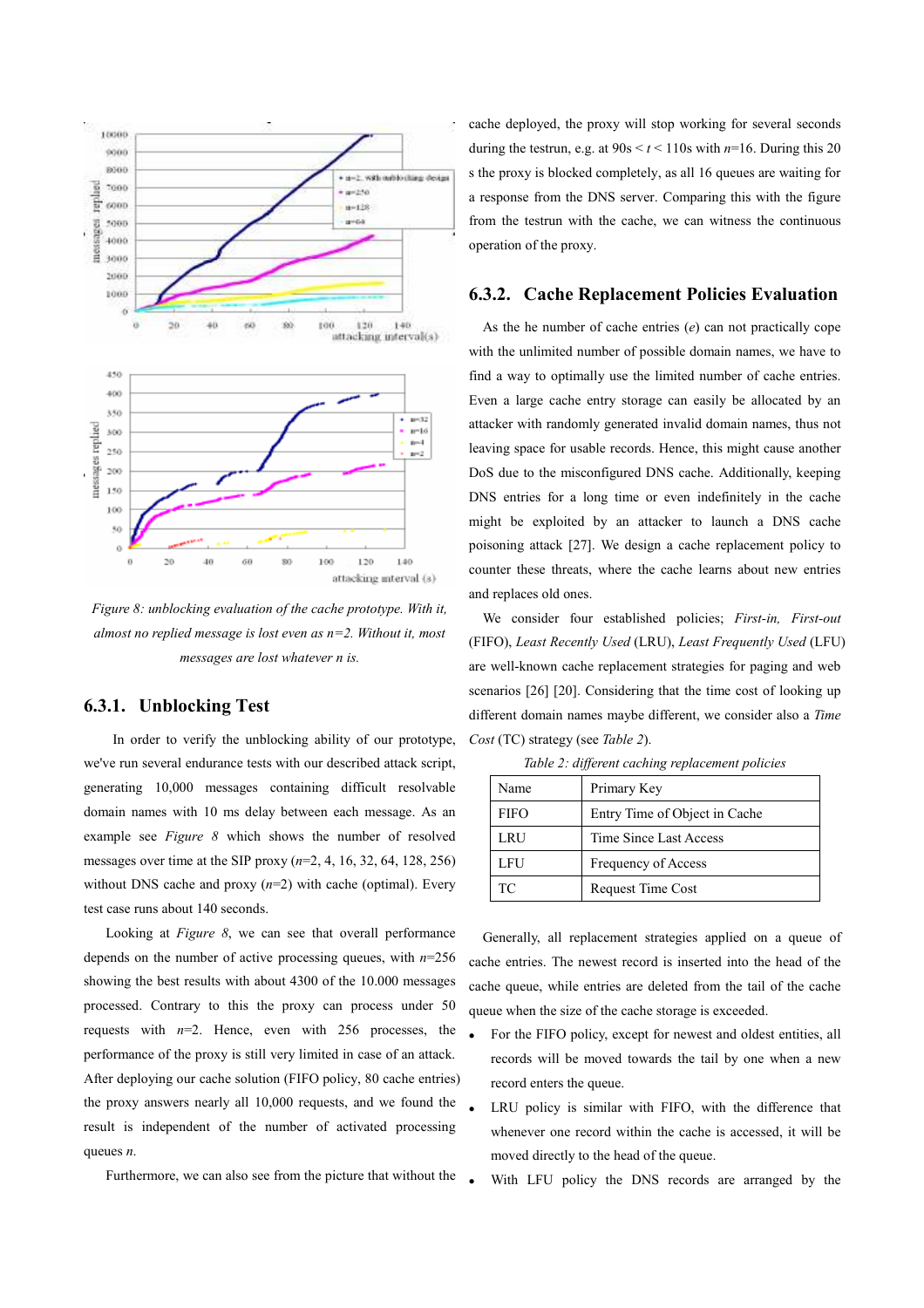*Figure 8: unblocking evaluation of the cache prototype. With it, almost no replied message is lost even as n=2. Without it, most messages are lost whatever n is.*

### 6.3.1. Unblocking Test

In order to verify the unblocking ability of our prototype, we've run several endurance tests with our described attack script, generating 10,000 messages containing difficult resolvable domain names with 10 ms delay between each message. As an example see *Figure 8* which shows the number of resolved messages over time at the SIP proxy ($n$=2, 4, 16, 32, 64, 128, 256) without DNS cache and proxy ($n$=2) with cache (optimal). Every test case runs about 140 seconds.

Looking at *Figure 8*, we can see that overall performance depends on the number of active processing queues, with $n$=256 showing the best results with about 4300 of the 10.000 messages processed. Contrary to this the proxy can process under 50 requests with $n$=2. Hence, even with 256 processes, the performance of the proxy is still very limited in case of an attack. After deploying our cache solution (FIFO policy, 80 cache entries) the proxy answers nearly all 10,000 requests, and we found the result is independent of the number of activated processing queues $n$.

Furthermore, we can also see from the picture that without the cache deployed, the proxy will stop working for several seconds during the testrun, e.g. at 90s < $t$ < 110s with $n$=16. During this 20 s the proxy is blocked completely, as all 16 queues are waiting for a response from the DNS server. Comparing this with the figure from the testrun with the cache, we can witness the continuous operation of the proxy.

### 6.3.2. Cache Replacement Policies Evaluation

As the he number of cache entries ($e$) can not practically cope with the unlimited number of possible domain names, we have to find a way to optimally use the limited number of cache entries. Even a large cache entry storage can easily be allocated by an attacker with randomly generated invalid domain names, thus not leaving space for usable records. Hence, this might cause another DoS due to the misconfigured DNS cache. Additionally, keeping DNS entries for a long time or even indefinitely in the cache might be exploited by an attacker to launch a DNS cache poisoning attack [27]. We design a cache replacement policy to counter these threats, where the cache learns about new entries and replaces old ones.

We consider four established policies; *First-in, First-out* (FIFO), *Least Recently Used* (LRU), *Least Frequently Used* (LFU) are well-known cache replacement strategies for paging and web scenarios [26] [20]. Considering that the time cost of looking up different domain names maybe different, we consider also a *Time Cost* (TC) strategy (see *Table 2*).

*Table 2: different caching replacement policies*

| Name | Primary Key |
|---|---|
| FIFO | Entry Time of Object in Cache |
| LRU | Time Since Last Access |
| LFU | Frequency of Access |
| TC | Request Time Cost |

Generally, all replacement strategies applied on a queue of cache entries. The newest record is inserted into the head of the cache queue, while entries are deleted from the tail of the cache queue when the size of the cache storage is exceeded.

- For the FIFO policy, except for newest and oldest entities, all records will be moved towards the tail by one when a new record enters the queue.
- LRU policy is similar with FIFO, with the difference that whenever one record within the cache is accessed, it will be moved directly to the head of the queue.
- With LFU policy the DNS records are arranged by the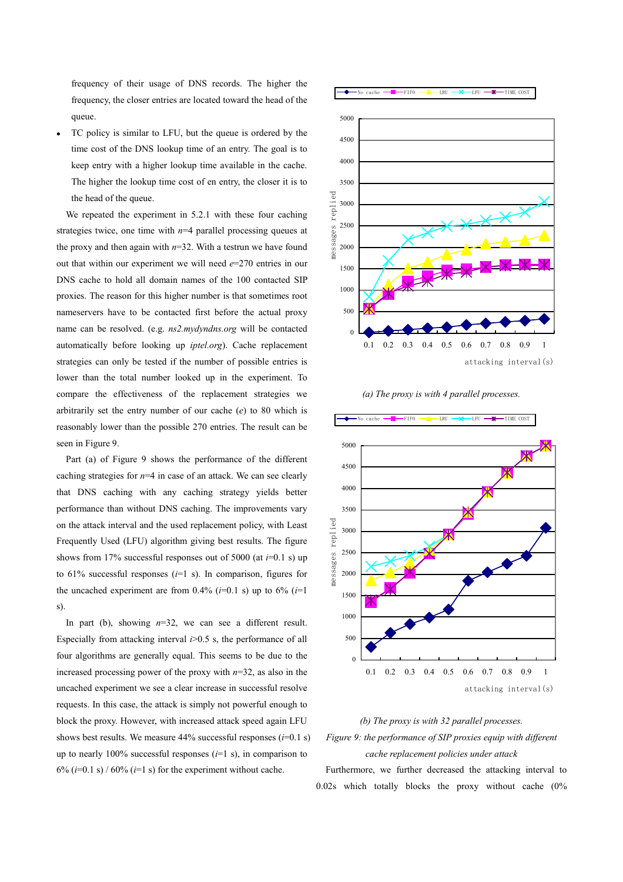frequency of their usage of DNS records. The higher the frequency, the closer entries are located toward the head of the queue.

- TC policy is similar to LFU, but the queue is ordered by the time cost of the DNS lookup time of an entry. The goal is to keep entry with a higher lookup time available in the cache. The higher the lookup time cost of en entry, the closer it is to the head of the queue.

We repeated the experiment in 5.2.1 with these four caching strategies twice, one time with $n$=4 parallel processing queues at the proxy and then again with $n$=32. With a testrun we have found out that within our experiment we will need $e$=270 entries in our DNS cache to hold all domain names of the 100 contacted SIP proxies. The reason for this higher number is that sometimes root nameservers have to be contacted first before the actual proxy name can be resolved. (e.g. *ns2.mydyndns.org* will be contacted automatically before looking up *iptel.org*). Cache replacement strategies can only be tested if the number of possible entries is lower than the total number looked up in the experiment. To compare the effectiveness of the replacement strategies we arbitrarily set the entry number of our cache ($e$) to 80 which is reasonably lower than the possible 270 entries. The result can be seen in Figure 9.

Part (a) of Figure 9 shows the performance of the different caching strategies for $n$=4 in case of an attack. We can see clearly that DNS caching with any caching strategy yields better performance than without DNS caching. The improvements vary on the attack interval and the used replacement policy, with Least Frequently Used (LFU) algorithm giving best results. The figure shows from 17% successful responses out of 5000 (at $i$=0.1 s) up to 61% successful responses ($i$=1 s). In comparison, figures for the uncached experiment are from 0.4% ($i$=0.1 s) up to 6% ($i$=1 s).

In part (b), showing $n$=32, we can see a different result. Especially from attacking interval $i$>0.5 s, the performance of all four algorithms are generally equal. This seems to be due to the increased processing power of the proxy with $n$=32, as also in the uncached experiment we see a clear increase in successful resolve requests. In this case, the attack is simply not powerful enough to block the proxy. However, with increased attack speed again LFU shows best results. We measure 44% successful responses ($i$=0.1 s) up to nearly 100% successful responses ($i$=1 s), in comparison to 6% ($i$=0.1 s) / 60% ($i$=1 s) for the experiment without cache.

No cache
FIFO
LRU
LFU
TIME COST

messages replied
5000
4500
4000
3500
3000
2500
2000
1500
1000
500
0
0.1 0.2 0.3 0.4 0.5 0.6 0.7 0.8 0.9 1
attacking interval(s)

*(a) The proxy is with 4 parallel processes.*

No cache
FIFO
LRU
LFU
TIME COST

messages replied
5000
4500
4000
3500
3000
2500
2000
1500
1000
500
0
0.1 0.2 0.3 0.4 0.5 0.6 0.7 0.8 0.9 1
attacking interval(s)

*(b) The proxy is with 32 parallel processes.*

*Figure 9: the performance of SIP proxies equip with different cache replacement policies under attack*

Furthermore, we further decreased the attacking interval to 0.02s which totally blocks the proxy without cache (0%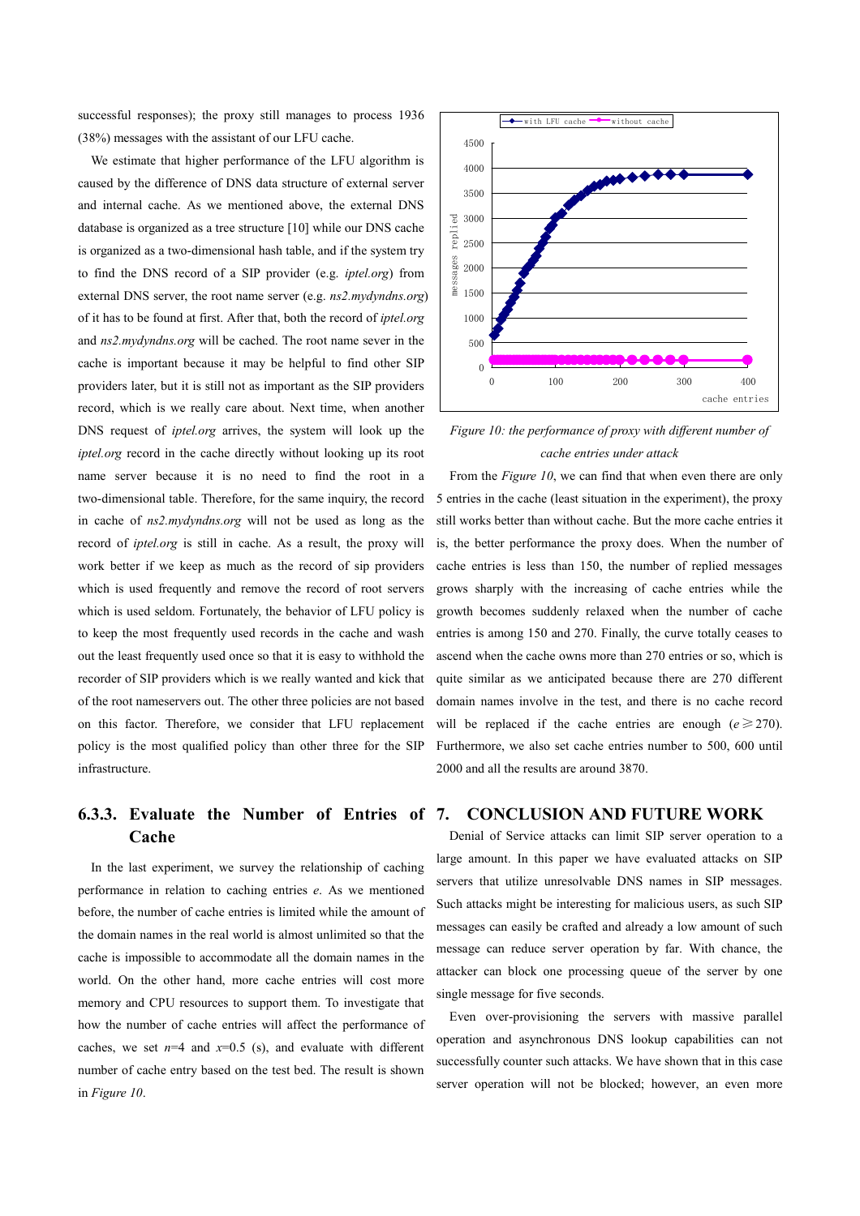successful responses); the proxy still manages to process 1936 (38%) messages with the assistant of our LFU cache.

We estimate that higher performance of the LFU algorithm is caused by the difference of DNS data structure of external server and internal cache. As we mentioned above, the external DNS database is organized as a tree structure [10] while our DNS cache is organized as a two-dimensional hash table, and if the system try to find the DNS record of a SIP provider (e.g. *iptel.org*) from external DNS server, the root name server (e.g. *ns2.mydyndns.org*) of it has to be found at first. After that, both the record of *iptel.org* and *ns2.mydyndns.org* will be cached. The root name sever in the cache is important because it may be helpful to find other SIP providers later, but it is still not as important as the SIP providers record, which is we really care about. Next time, when another DNS request of *iptel.org* arrives, the system will look up the *iptel.org* record in the cache directly without looking up its root name server because it is no need to find the root in a two-dimensional table. Therefore, for the same inquiry, the record in cache of *ns2.mydyndns.org* will not be used as long as the record of *iptel.org* is still in cache. As a result, the proxy will work better if we keep as much as the record of sip providers which is used frequently and remove the record of root servers which is used seldom. Fortunately, the behavior of LFU policy is to keep the most frequently used records in the cache and wash out the least frequently used once so that it is easy to withhold the recorder of SIP providers which is we really wanted and kick that of the root nameservers out. The other three policies are not based on this factor. Therefore, we consider that LFU replacement policy is the most qualified policy than other three for the SIP infrastructure.

### 6.3.3. Evaluate the Number of Entries of Cache

In the last experiment, we survey the relationship of caching performance in relation to caching entries *e*. As we mentioned before, the number of cache entries is limited while the amount of the domain names in the real world is almost unlimited so that the cache is impossible to accommodate all the domain names in the world. On the other hand, more cache entries will cost more memory and CPU resources to support them. To investigate that how the number of cache entries will affect the performance of caches, we set $n$=4 and $x$=0.5 (s), and evaluate with different number of cache entry based on the test bed. The result is shown in *Figure 10*.

with LFU cache
without cache
messages replied
4500
4000
3500
3000
2500
2000
1500
1000
500
0
0
100
200
300
400
cache entries

*Figure 10: the performance of proxy with different number of cache entries under attack*

From the *Figure 10*, we can find that when even there are only 5 entries in the cache (least situation in the experiment), the proxy still works better than without cache. But the more cache entries it is, the better performance the proxy does. When the number of cache entries is less than 150, the number of replied messages grows sharply with the increasing of cache entries while the growth becomes suddenly relaxed when the number of cache entries is among 150 and 270. Finally, the curve totally ceases to ascend when the cache owns more than 270 entries or so, which is quite similar as we anticipated because there are 270 different domain names involve in the test, and there is no cache record will be replaced if the cache entries are enough ($e \geqslant 270$). Furthermore, we also set cache entries number to 500, 600 until 2000 and all the results are around 3870.

## 7. CONCLUSION AND FUTURE WORK

Denial of Service attacks can limit SIP server operation to a large amount. In this paper we have evaluated attacks on SIP servers that utilize unresolvable DNS names in SIP messages. Such attacks might be interesting for malicious users, as such SIP messages can easily be crafted and already a low amount of such message can reduce server operation by far. With chance, the attacker can block one processing queue of the server by one single message for five seconds.

Even over-provisioning the servers with massive parallel operation and asynchronous DNS lookup capabilities can not successfully counter such attacks. We have shown that in this case server operation will not be blocked; however, an even more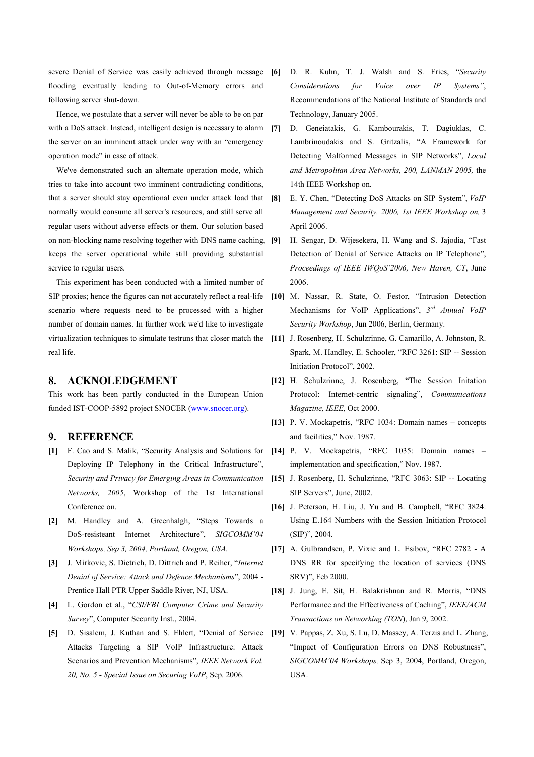severe Denial of Service was easily achieved through message flooding eventually leading to Out-of-Memory errors and following server shut-down.

Hence, we postulate that a server will never be able to be on par with a DoS attack. Instead, intelligent design is necessary to alarm the server on an imminent attack under way with an "emergency operation mode" in case of attack.

We've demonstrated such an alternate operation mode, which tries to take into account two imminent contradicting conditions, that a server should stay operational even under attack load that normally would consume all server's resources, and still serve all regular users without adverse effects or them. Our solution based on non-blocking name resolving together with DNS name caching, keeps the server operational while still providing substantial service to regular users.

This experiment has been conducted with a limited number of SIP proxies; hence the figures can not accurately reflect a real-life scenario where requests need to be processed with a higher number of domain names. In further work we'd like to investigate virtualization techniques to simulate testruns that closer match the real life.

## 8. ACKNOLEDGEMENT

This work has been partly conducted in the European Union funded IST-COOP-5892 project SNOCER (www.snocer.org).

## 9. REFERENCE

**[1]** F. Cao and S. Malik, "Security Analysis and Solutions for Deploying IP Telephony in the Critical Infrastructure", *Security and Privacy for Emerging Areas in Communication Networks, 2005*, Workshop of the 1st International Conference on.

**[2]** M. Handley and A. Greenhalgh, "Steps Towards a DoS-resisteant Internet Architecture", *SIGCOMM'04 Workshops, Sep 3, 2004, Portland, Oregon, USA*.

**[3]** J. Mirkovic, S. Dietrich, D. Dittrich and P. Reiher, "*Internet Denial of Service: Attack and Defence Mechanisms*", 2004 - Prentice Hall PTR Upper Saddle River, NJ, USA.

**[4]** L. Gordon et al., "*CSI/FBI Computer Crime and Security Survey*", Computer Security Inst., 2004.

**[5]** D. Sisalem, J. Kuthan and S. Ehlert, "Denial of Service Attacks Targeting a SIP VoIP Infrastructure: Attack Scenarios and Prevention Mechanisms", *IEEE Network Vol. 20, No. 5 - Special Issue on Securing VoIP*, Sep. 2006.

**[6]** D. R. Kuhn, T. J. Walsh and S. Fries, "*Security Considerations for Voice over IP Systems*", Recommendations of the National Institute of Standards and Technology, January 2005.

**[7]** D. Geneiatakis, G. Kambourakis, T. Dagiuklas, C. Lambrinoudakis and S. Gritzalis, "A Framework for Detecting Malformed Messages in SIP Networks", *Local and Metropolitan Area Networks, 200, LANMAN 2005,* the 14th IEEE Workshop on.

**[8]** E. Y. Chen, "Detecting DoS Attacks on SIP System", *VoIP Management and Security, 2006, 1st IEEE Workshop on,* 3 April 2006.

**[9]** H. Sengar, D. Wijesekera, H. Wang and S. Jajodia, "Fast Detection of Denial of Service Attacks on IP Telephone", *Proceedings of IEEE IWQoS'2006, New Haven, CT*, June 2006.

**[10]** M. Nassar, R. State, O. Festor, "Intrusion Detection Mechanisms for VoIP Applications", *3rd Annual VoIP Security Workshop*, Jun 2006, Berlin, Germany.

**[11]** J. Rosenberg, H. Schulzrinne, G. Camarillo, A. Johnston, R. Spark, M. Handley, E. Schooler, "RFC 3261: SIP -- Session Initiation Protocol", 2002.

**[12]** H. Schulzrinne, J. Rosenberg, "The Session Initation Protocol: Internet-centric signaling", *Communications Magazine, IEEE*, Oct 2000.

**[13]** P. V. Mockapetris, "RFC 1034: Domain names – concepts and facilities," Nov. 1987.

**[14]** P. V. Mockapetris, "RFC 1035: Domain names – implementation and specification," Nov. 1987.

**[15]** J. Rosenberg, H. Schulzrinne, "RFC 3063: SIP -- Locating SIP Servers", June, 2002.

**[16]** J. Peterson, H. Liu, J. Yu and B. Campbell, "RFC 3824: Using E.164 Numbers with the Session Initiation Protocol (SIP)", 2004.

**[17]** A. Gulbrandsen, P. Vixie and L. Esibov, "RFC 2782 - A DNS RR for specifying the location of services (DNS SRV)", Feb 2000.

**[18]** J. Jung, E. Sit, H. Balakrishnan and R. Morris, "DNS Performance and the Effectiveness of Caching", *IEEE/ACM Transactions on Networking (TON)*, Jan 9, 2002.

**[19]** V. Pappas, Z. Xu, S. Lu, D. Massey, A. Terzis and L. Zhang, "Impact of Configuration Errors on DNS Robustness", *SIGCOMM'04 Workshops,* Sep 3, 2004, Portland, Oregon, USA.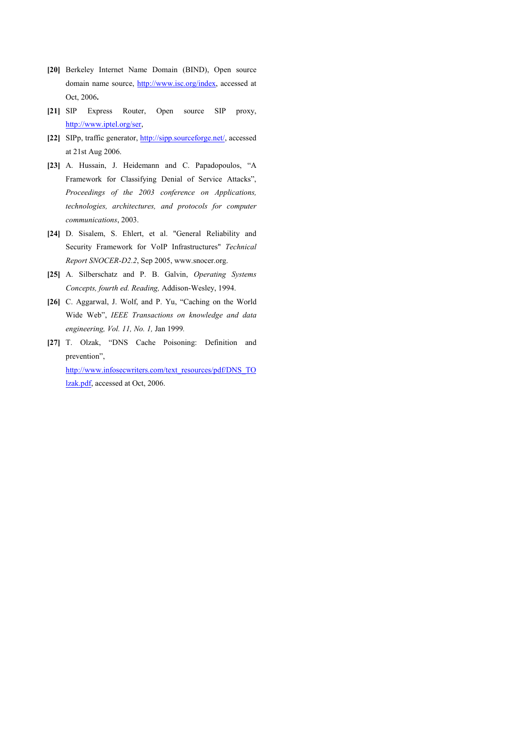**[20]** Berkeley Internet Name Domain (BIND), Open source domain name source, http://www.isc.org/index, accessed at Oct, 2006**.**

**[21]** SIP Express Router, Open source SIP proxy, http://www.iptel.org/ser,

**[22]** SIPp, traffic generator, http://sipp.sourceforge.net/, accessed at 21st Aug 2006.

**[23]** A. Hussain, J. Heidemann and C. Papadopoulos, "A Framework for Classifying Denial of Service Attacks", *Proceedings of the 2003 conference on Applications, technologies, architectures, and protocols for computer communications*, 2003.

**[24]** D. Sisalem, S. Ehlert, et al. "General Reliability and Security Framework for VoIP Infrastructures" *Technical Report SNOCER-D2.2*, Sep 2005, www.snocer.org.

**[25]** A. Silberschatz and P. B. Galvin, *Operating Systems Concepts, fourth ed. Reading,* Addison-Wesley, 1994.

**[26]** C. Aggarwal, J. Wolf, and P. Yu, "Caching on the World Wide Web", *IEEE Transactions on knowledge and data engineering, Vol. 11, No. 1,* Jan 1999*.*

**[27]** T. Olzak, "DNS Cache Poisoning: Definition and prevention", http://www.infosecwriters.com/text_resources/pdf/DNS_TOlzak.pdf, accessed at Oct, 2006.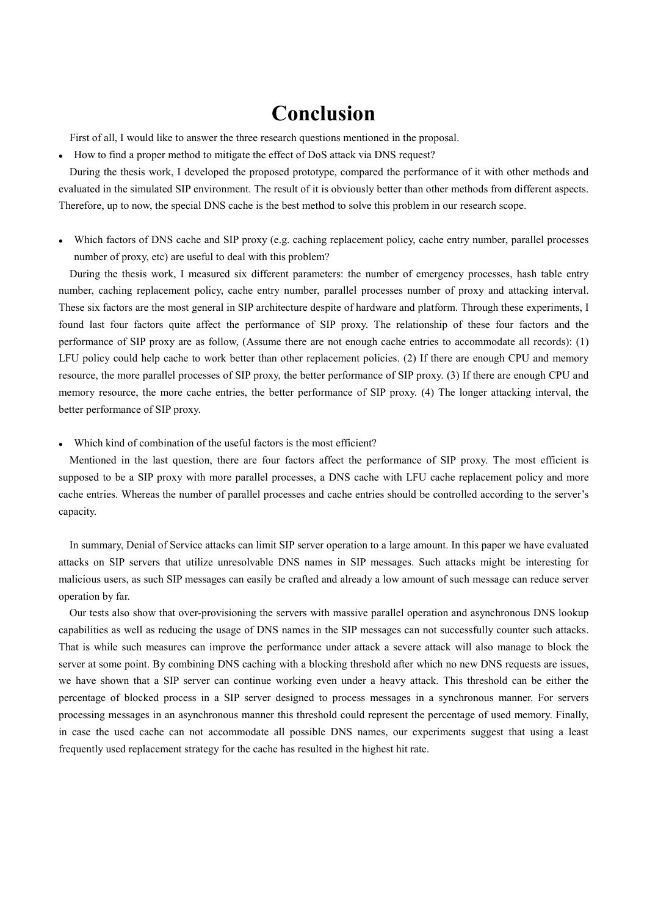# Conclusion

First of all, I would like to answer the three research questions mentioned in the proposal.

- How to find a proper method to mitigate the effect of DoS attack via DNS request?

During the thesis work, I developed the proposed prototype, compared the performance of it with other methods and evaluated in the simulated SIP environment. The result of it is obviously better than other methods from different aspects. Therefore, up to now, the special DNS cache is the best method to solve this problem in our research scope.

- Which factors of DNS cache and SIP proxy (e.g. caching replacement policy, cache entry number, parallel processes number of proxy, etc) are useful to deal with this problem?

During the thesis work, I measured six different parameters: the number of emergency processes, hash table entry number, caching replacement policy, cache entry number, parallel processes number of proxy and attacking interval. These six factors are the most general in SIP architecture despite of hardware and platform. Through these experiments, I found last four factors quite affect the performance of SIP proxy. The relationship of these four factors and the performance of SIP proxy are as follow, (Assume there are not enough cache entries to accommodate all records): (1) LFU policy could help cache to work better than other replacement policies. (2) If there are enough CPU and memory resource, the more parallel processes of SIP proxy, the better performance of SIP proxy. (3) If there are enough CPU and memory resource, the more cache entries, the better performance of SIP proxy. (4) The longer attacking interval, the better performance of SIP proxy.

- Which kind of combination of the useful factors is the most efficient?

Mentioned in the last question, there are four factors affect the performance of SIP proxy. The most efficient is supposed to be a SIP proxy with more parallel processes, a DNS cache with LFU cache replacement policy and more cache entries. Whereas the number of parallel processes and cache entries should be controlled according to the server's capacity.

In summary, Denial of Service attacks can limit SIP server operation to a large amount. In this paper we have evaluated attacks on SIP servers that utilize unresolvable DNS names in SIP messages. Such attacks might be interesting for malicious users, as such SIP messages can easily be crafted and already a low amount of such message can reduce server operation by far.

Our tests also show that over-provisioning the servers with massive parallel operation and asynchronous DNS lookup capabilities as well as reducing the usage of DNS names in the SIP messages can not successfully counter such attacks. That is while such measures can improve the performance under attack a severe attack will also manage to block the server at some point. By combining DNS caching with a blocking threshold after which no new DNS requests are issues, we have shown that a SIP server can continue working even under a heavy attack. This threshold can be either the percentage of blocked process in a SIP server designed to process messages in a synchronous manner. For servers processing messages in an asynchronous manner this threshold could represent the percentage of used memory. Finally, in case the used cache can not accommodate all possible DNS names, our experiments suggest that using a least frequently used replacement strategy for the cache has resulted in the highest hit rate.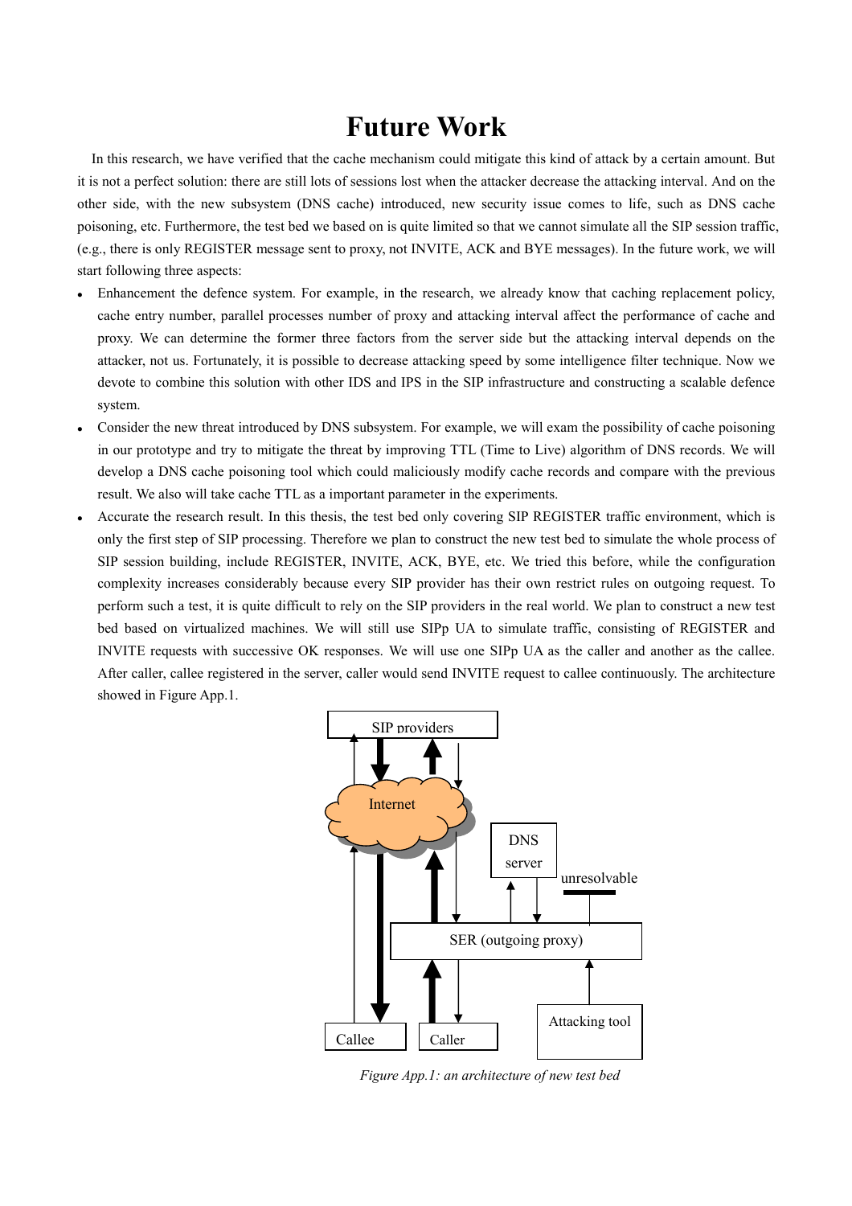# Future Work

In this research, we have verified that the cache mechanism could mitigate this kind of attack by a certain amount. But it is not a perfect solution: there are still lots of sessions lost when the attacker decrease the attacking interval. And on the other side, with the new subsystem (DNS cache) introduced, new security issue comes to life, such as DNS cache poisoning, etc. Furthermore, the test bed we based on is quite limited so that we cannot simulate all the SIP session traffic, (e.g., there is only REGISTER message sent to proxy, not INVITE, ACK and BYE messages). In the future work, we will start following three aspects:

- Enhancement the defence system. For example, in the research, we already know that caching replacement policy, cache entry number, parallel processes number of proxy and attacking interval affect the performance of cache and proxy. We can determine the former three factors from the server side but the attacking interval depends on the attacker, not us. Fortunately, it is possible to decrease attacking speed by some intelligence filter technique. Now we devote to combine this solution with other IDS and IPS in the SIP infrastructure and constructing a scalable defence system.
- Consider the new threat introduced by DNS subsystem. For example, we will exam the possibility of cache poisoning in our prototype and try to mitigate the threat by improving TTL (Time to Live) algorithm of DNS records. We will develop a DNS cache poisoning tool which could maliciously modify cache records and compare with the previous result. We also will take cache TTL as a important parameter in the experiments.
- Accurate the research result. In this thesis, the test bed only covering SIP REGISTER traffic environment, which is only the first step of SIP processing. Therefore we plan to construct the new test bed to simulate the whole process of SIP session building, include REGISTER, INVITE, ACK, BYE, etc. We tried this before, while the configuration complexity increases considerably because every SIP provider has their own restrict rules on outgoing request. To perform such a test, it is quite difficult to rely on the SIP providers in the real world. We plan to construct a new test bed based on virtualized machines. We will still use SIPp UA to simulate traffic, consisting of REGISTER and INVITE requests with successive OK responses. We will use one SIPp UA as the caller and another as the callee. After caller, callee registered in the server, caller would send INVITE request to callee continuously. The architecture showed in Figure App.1.

SIP providers

Internet

DNS server

unresolvable

SER (outgoing proxy)

Callee

Caller

Attacking tool

*Figure App.1: an architecture of new test bed*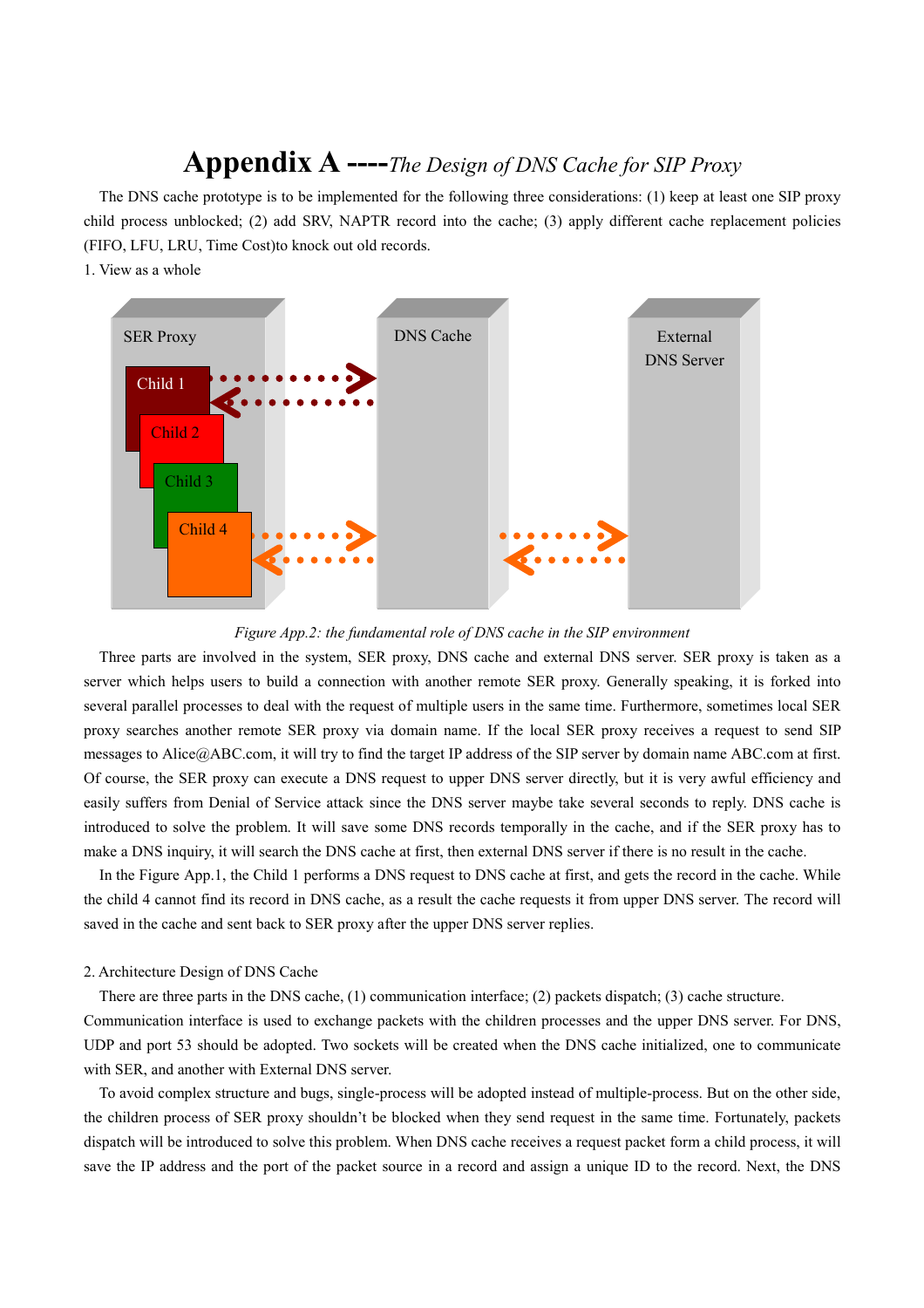# Appendix A ----*The Design of DNS Cache for SIP Proxy*

The DNS cache prototype is to be implemented for the following three considerations: (1) keep at least one SIP proxy child process unblocked; (2) add SRV, NAPTR record into the cache; (3) apply different cache replacement policies (FIFO, LFU, LRU, Time Cost)to knock out old records.

1. View as a whole

SER Proxy

Child 1

Child 2

Child 3

Child 4

DNS Cache

External DNS Server

*Figure App.2: the fundamental role of DNS cache in the SIP environment*

Three parts are involved in the system, SER proxy, DNS cache and external DNS server. SER proxy is taken as a server which helps users to build a connection with another remote SER proxy. Generally speaking, it is forked into several parallel processes to deal with the request of multiple users in the same time. Furthermore, sometimes local SER proxy searches another remote SER proxy via domain name. If the local SER proxy receives a request to send SIP messages to Alice@ABC.com, it will try to find the target IP address of the SIP server by domain name ABC.com at first. Of course, the SER proxy can execute a DNS request to upper DNS server directly, but it is very awful efficiency and easily suffers from Denial of Service attack since the DNS server maybe take several seconds to reply. DNS cache is introduced to solve the problem. It will save some DNS records temporally in the cache, and if the SER proxy has to make a DNS inquiry, it will search the DNS cache at first, then external DNS server if there is no result in the cache.

In the Figure App.1, the Child 1 performs a DNS request to DNS cache at first, and gets the record in the cache. While the child 4 cannot find its record in DNS cache, as a result the cache requests it from upper DNS server. The record will saved in the cache and sent back to SER proxy after the upper DNS server replies.

2. Architecture Design of DNS Cache

There are three parts in the DNS cache, (1) communication interface; (2) packets dispatch; (3) cache structure.

Communication interface is used to exchange packets with the children processes and the upper DNS server. For DNS, UDP and port 53 should be adopted. Two sockets will be created when the DNS cache initialized, one to communicate with SER, and another with External DNS server.

To avoid complex structure and bugs, single-process will be adopted instead of multiple-process. But on the other side, the children process of SER proxy shouldn't be blocked when they send request in the same time. Fortunately, packets dispatch will be introduced to solve this problem. When DNS cache receives a request packet form a child process, it will save the IP address and the port of the packet source in a record and assign a unique ID to the record. Next, the DNS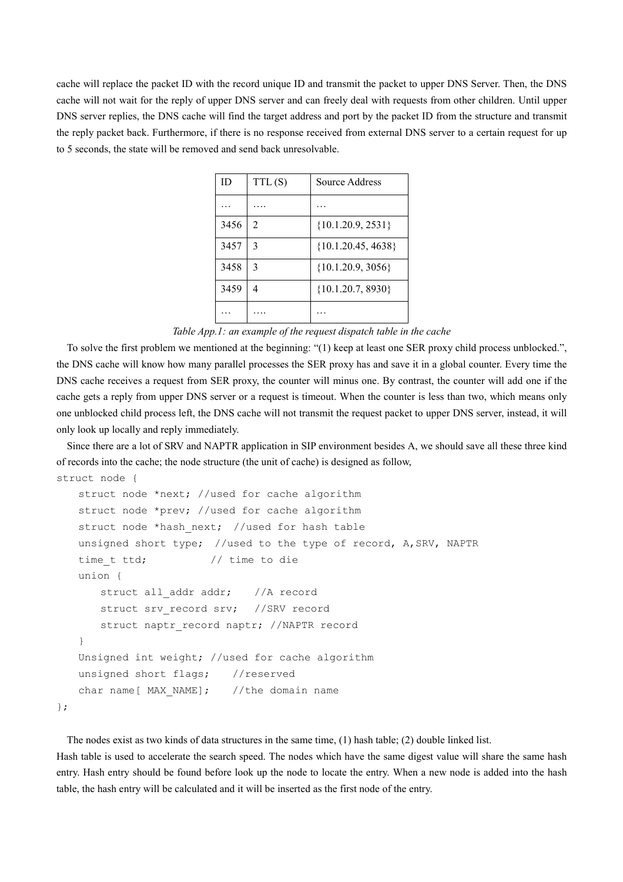cache will replace the packet ID with the record unique ID and transmit the packet to upper DNS Server. Then, the DNS cache will not wait for the reply of upper DNS server and can freely deal with requests from other children. Until upper DNS server replies, the DNS cache will find the target address and port by the packet ID from the structure and transmit the reply packet back. Furthermore, if there is no response received from external DNS server to a certain request for up to 5 seconds, the state will be removed and send back unresolvable.

| ID | TTL (S) | Source Address |
|---|---|---|
| … | …. | … |
| 3456 | 2 | {10.1.20.9, 2531} |
| 3457 | 3 | {10.1.20.45, 4638} |
| 3458 | 3 | {10.1.20.9, 3056} |
| 3459 | 4 | {10.1.20.7, 8930} |
| … | …. | … |

*Table App.1: an example of the request dispatch table in the cache*

To solve the first problem we mentioned at the beginning: "(1) keep at least one SER proxy child process unblocked.", the DNS cache will know how many parallel processes the SER proxy has and save it in a global counter. Every time the DNS cache receives a request from SER proxy, the counter will minus one. By contrast, the counter will add one if the cache gets a reply from upper DNS server or a request is timeout. When the counter is less than two, which means only one unblocked child process left, the DNS cache will not transmit the request packet to upper DNS server, instead, it will only look up locally and reply immediately.

Since there are a lot of SRV and NAPTR application in SIP environment besides A, we should save all these three kind of records into the cache; the node structure (the unit of cache) is designed as follow,

```
struct node {
    struct node *next; //used for cache algorithm
    struct node *prev; //used for cache algorithm
    struct node *hash_next;  //used for hash table
    unsigned short type;  //used to the type of record, A,SRV, NAPTR
    time_t ttd;           // time to die
    union {
        struct all_addr addr;    //A record
        struct srv_record srv;   //SRV record
        struct naptr_record naptr; //NAPTR record
    }
    Unsigned int weight; //used for cache algorithm
    unsigned short flags;    //reserved
    char name[ MAX_NAME];    //the domain name
};
```

The nodes exist as two kinds of data structures in the same time, (1) hash table; (2) double linked list.

Hash table is used to accelerate the search speed. The nodes which have the same digest value will share the same hash entry. Hash entry should be found before look up the node to locate the entry. When a new node is added into the hash table, the hash entry will be calculated and it will be inserted as the first node of the entry.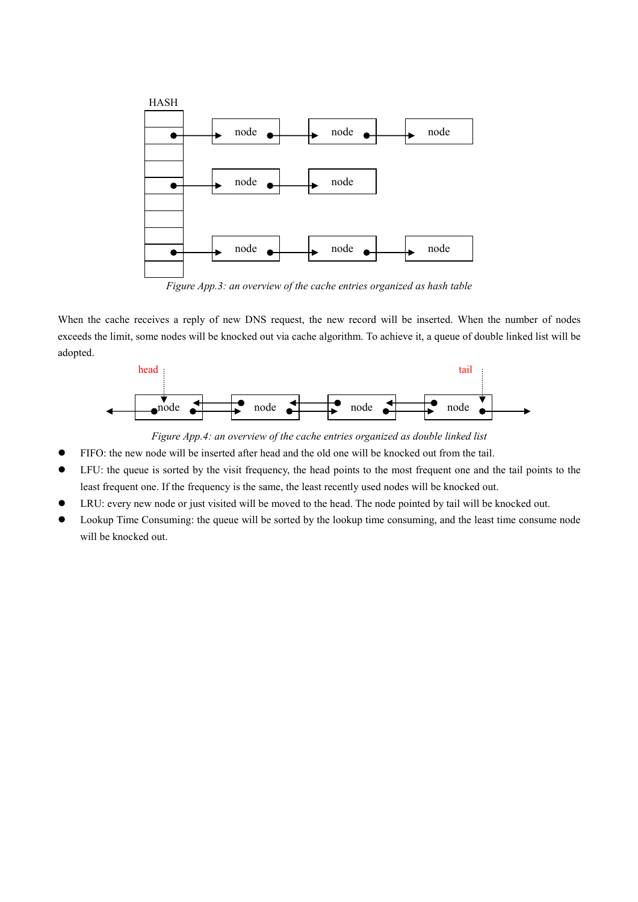HASH

node

node

node

node

node

node

node

node

*Figure App.3: an overview of the cache entries organized as hash table*

When the cache receives a reply of new DNS request, the new record will be inserted. When the number of nodes exceeds the limit, some nodes will be knocked out via cache algorithm. To achieve it, a queue of double linked list will be adopted.

head

tail

node

node

node

node

*Figure App.4: an overview of the cache entries organized as double linked list*

- FIFO: the new node will be inserted after head and the old one will be knocked out from the tail.
- LFU: the queue is sorted by the visit frequency, the head points to the most frequent one and the tail points to the least frequent one. If the frequency is the same, the least recently used nodes will be knocked out.
- LRU: every new node or just visited will be moved to the head. The node pointed by tail will be knocked out.
- Lookup Time Consuming: the queue will be sorted by the lookup time consuming, and the least time consume node will be knocked out.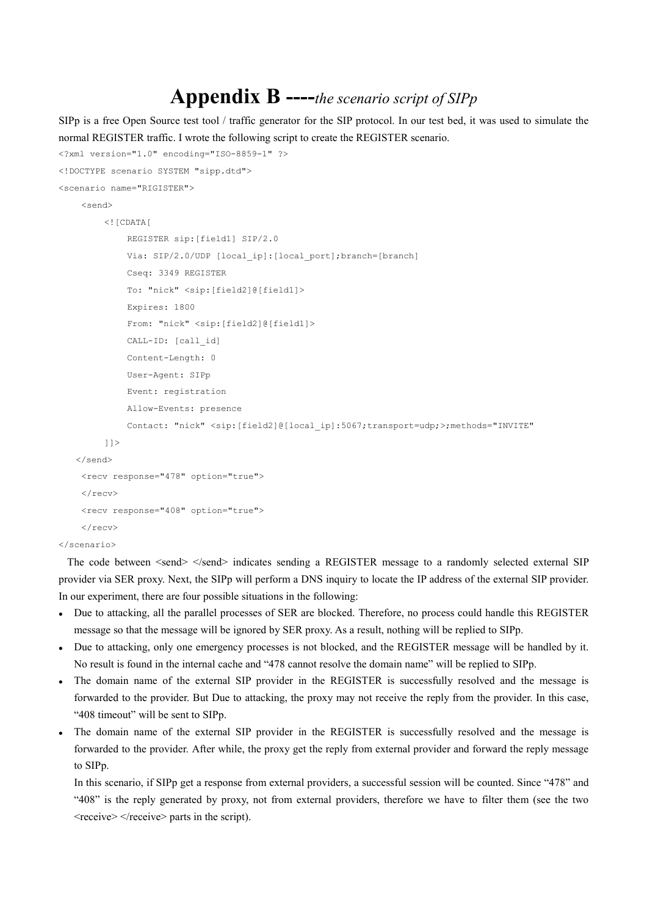# Appendix B ----*the scenario script of SIPp*

SIPp is a free Open Source test tool / traffic generator for the SIP protocol. In our test bed, it was used to simulate the normal REGISTER traffic. I wrote the following script to create the REGISTER scenario.

```
<?xml version="1.0" encoding="ISO-8859-1" ?>
<!DOCTYPE scenario SYSTEM "sipp.dtd">
<scenario name="RIGISTER">
    <send>
        <![CDATA[
            REGISTER sip:[field1] SIP/2.0
            Via: SIP/2.0/UDP [local_ip]:[local_port];branch=[branch]
            Cseq: 3349 REGISTER
            To: "nick" <sip:[field2]@[field1]>
            Expires: 1800
            From: "nick" <sip:[field2]@[field1]>
            CALL-ID: [call_id]
            Content-Length: 0
            User-Agent: SIPp
            Event: registration
            Allow-Events: presence
            Contact: "nick" <sip:[field2]@[local_ip]:5067;transport=udp;>;methods="INVITE"
        ]]>
   </send>
    <recv response="478" option="true">
    </recv>
    <recv response="408" option="true">
    </recv>
</scenario>
```

The code between <send> </send> indicates sending a REGISTER message to a randomly selected external SIP provider via SER proxy. Next, the SIPp will perform a DNS inquiry to locate the IP address of the external SIP provider. In our experiment, there are four possible situations in the following:

- Due to attacking, all the parallel processes of SER are blocked. Therefore, no process could handle this REGISTER message so that the message will be ignored by SER proxy. As a result, nothing will be replied to SIPp.
- Due to attacking, only one emergency processes is not blocked, and the REGISTER message will be handled by it. No result is found in the internal cache and "478 cannot resolve the domain name" will be replied to SIPp.
- The domain name of the external SIP provider in the REGISTER is successfully resolved and the message is forwarded to the provider. But Due to attacking, the proxy may not receive the reply from the provider. In this case, "408 timeout" will be sent to SIPp.
- The domain name of the external SIP provider in the REGISTER is successfully resolved and the message is forwarded to the provider. After while, the proxy get the reply from external provider and forward the reply message to SIPp.

  In this scenario, if SIPp get a response from external providers, a successful session will be counted. Since "478" and "408" is the reply generated by proxy, not from external providers, therefore we have to filter them (see the two <receive> </receive> parts in the script).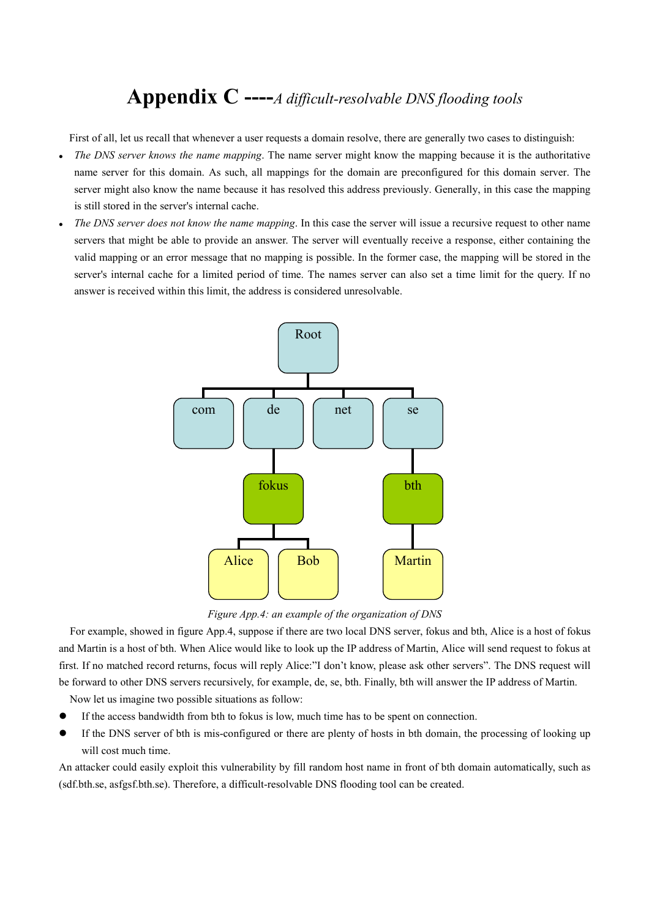# Appendix C ----*A difficult-resolvable DNS flooding tools*

First of all, let us recall that whenever a user requests a domain resolve, there are generally two cases to distinguish:

- *The DNS server knows the name mapping*. The name server might know the mapping because it is the authoritative name server for this domain. As such, all mappings for the domain are preconfigured for this domain server. The server might also know the name because it has resolved this address previously. Generally, in this case the mapping is still stored in the server's internal cache.
- *The DNS server does not know the name mapping*. In this case the server will issue a recursive request to other name servers that might be able to provide an answer. The server will eventually receive a response, either containing the valid mapping or an error message that no mapping is possible. In the former case, the mapping will be stored in the server's internal cache for a limited period of time. The names server can also set a time limit for the query. If no answer is received within this limit, the address is considered unresolvable.

Root

com de net se

fokus bth

Alice Bob Martin

*Figure App.4: an example of the organization of DNS*

For example, showed in figure App.4, suppose if there are two local DNS server, fokus and bth, Alice is a host of fokus and Martin is a host of bth. When Alice would like to look up the IP address of Martin, Alice will send request to fokus at first. If no matched record returns, focus will reply Alice:"I don't know, please ask other servers". The DNS request will be forward to other DNS servers recursively, for example, de, se, bth. Finally, bth will answer the IP address of Martin.

Now let us imagine two possible situations as follow:

- If the access bandwidth from bth to fokus is low, much time has to be spent on connection.
- If the DNS server of bth is mis-configured or there are plenty of hosts in bth domain, the processing of looking up will cost much time.

An attacker could easily exploit this vulnerability by fill random host name in front of bth domain automatically, such as (sdf.bth.se, asfgsf.bth.se). Therefore, a difficult-resolvable DNS flooding tool can be created.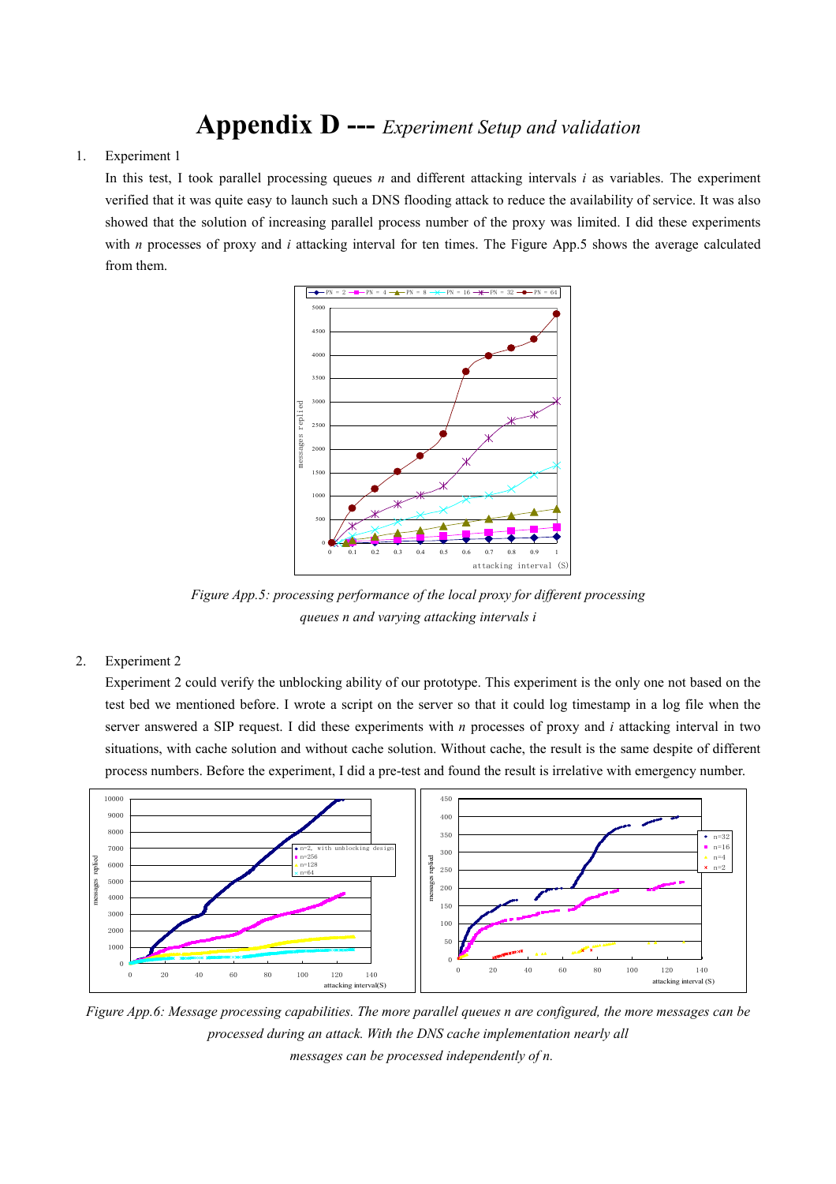# Appendix D --- *Experiment Setup and validation*

1. Experiment 1

   In this test, I took parallel processing queues $n$ and different attacking intervals $i$ as variables. The experiment verified that it was quite easy to launch such a DNS flooding attack to reduce the availability of service. It was also showed that the solution of increasing parallel process number of the proxy was limited. I did these experiments with $n$ processes of proxy and $i$ attacking interval for ten times. The Figure App.5 shows the average calculated from them.

PN = 2
PN = 4
PN = 8
PN = 16
PN = 32
PN = 64

messages replied

5000
4500
4000
3500
3000
2500
2000
1500
1000
500
0

0
0.1
0.2
0.3
0.4
0.5
0.6
0.7
0.8
0.9
1

attacking interval (S)

*Figure App.5: processing performance of the local proxy for different processing queues n and varying attacking intervals i*

2. Experiment 2

   Experiment 2 could verify the unblocking ability of our prototype. This experiment is the only one not based on the test bed we mentioned before. I wrote a script on the server so that it could log timestamp in a log file when the server answered a SIP request. I did these experiments with $n$ processes of proxy and $i$ attacking interval in two situations, with cache solution and without cache solution. Without cache, the result is the same despite of different process numbers. Before the experiment, I did a pre-test and found the result is irrelative with emergency number.

messages replied

10000
9000
8000
7000
6000
5000
4000
3000
2000
1000
0

0
20
40
60
80
100
120
140

attacking interval(S)

n=2, with unblocking design
n=256
n=128
n=64

messages replied

450
400
350
300
250
200
150
100
50
0

0
20
40
60
80
100
120
140

attacking interval (S)

n=32
n=16
n=4
n=2

*Figure App.6: Message processing capabilities. The more parallel queues n are configured, the more messages can be processed during an attack. With the DNS cache implementation nearly all messages can be processed independently of n.*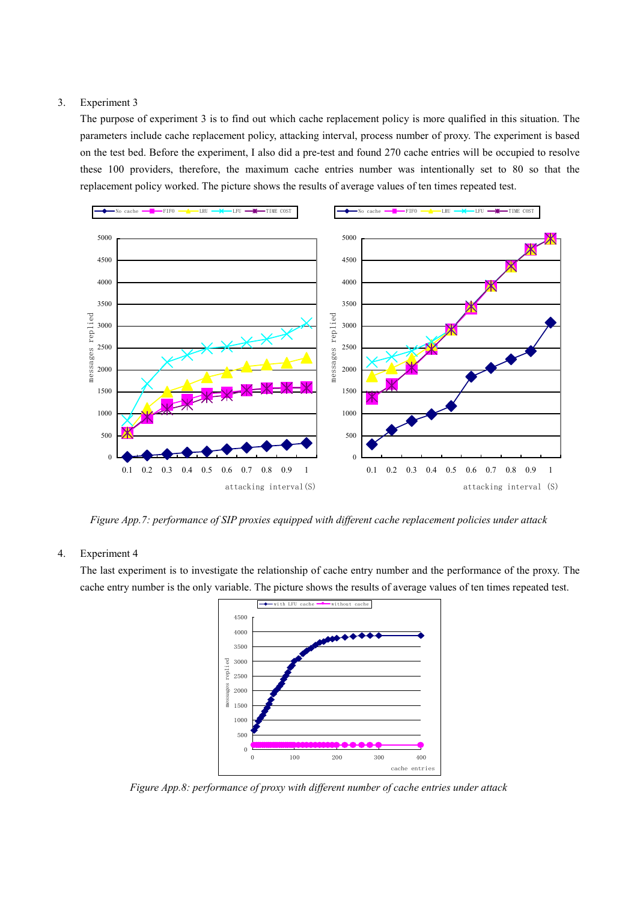3. Experiment 3

   The purpose of experiment 3 is to find out which cache replacement policy is more qualified in this situation. The parameters include cache replacement policy, attacking interval, process number of proxy. The experiment is based on the test bed. Before the experiment, I also did a pre-test and found 270 cache entries will be occupied to resolve these 100 providers, therefore, the maximum cache entries number was intentionally set to 80 so that the replacement policy worked. The picture shows the results of average values of ten times repeated test.

No cache
FIFO
LRU
LFU
TIME COST

messages replied

5000
4500
4000
3500
3000
2500
2000
1500
1000
500
0

0.1 0.2 0.3 0.4 0.5 0.6 0.7 0.8 0.9 1

attacking interval(S)

No cache
FIFO
LRU
LFU
TIME COST

messages replied

5000
4500
4000
3500
3000
2500
2000
1500
1000
500
0

0.1 0.2 0.3 0.4 0.5 0.6 0.7 0.8 0.9 1

attacking interval (S)

*Figure App.7: performance of SIP proxies equipped with different cache replacement policies under attack*

4. Experiment 4

   The last experiment is to investigate the relationship of cache entry number and the performance of the proxy. The cache entry number is the only variable. The picture shows the results of average values of ten times repeated test.

with LFU cache
without cache

messages replied

4500
4000
3500
3000
2500
2000
1500
1000
500
0

0 100 200 300 400

cache entries

*Figure App.8: performance of proxy with different number of cache entries under attack*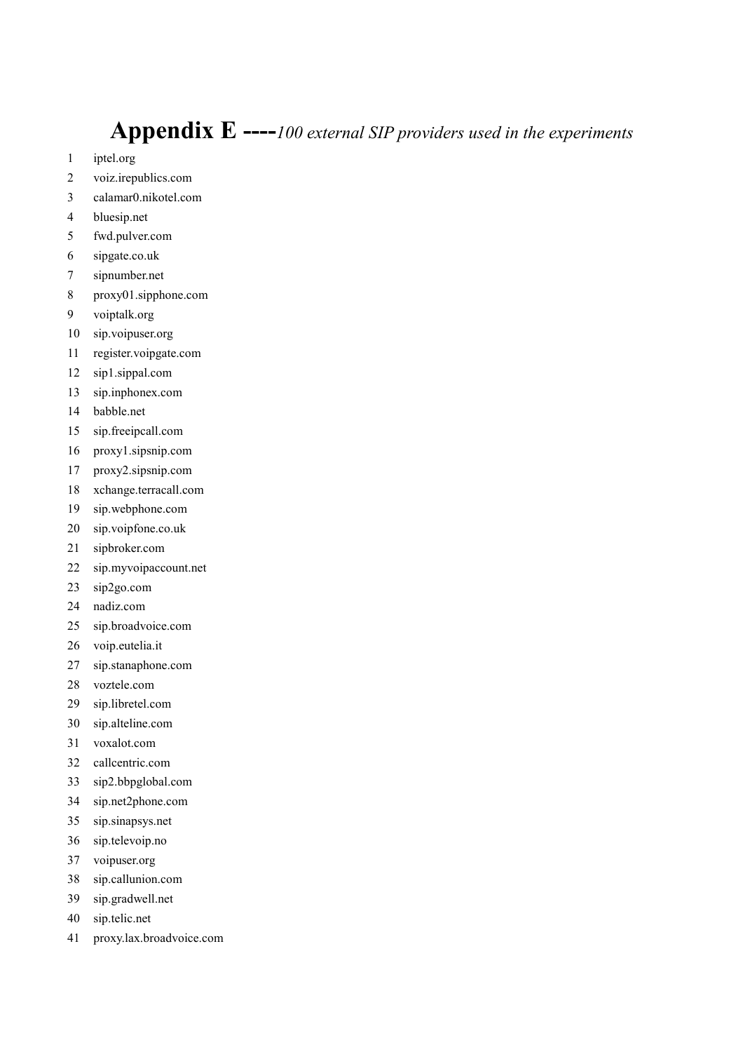# Appendix E ----*100 external SIP providers used in the experiments*

1 iptel.org
2 voiz.irepublics.com
3 calamar0.nikotel.com
4 bluesip.net
5 fwd.pulver.com
6 sipgate.co.uk
7 sipnumber.net
8 proxy01.sipphone.com
9 voiptalk.org
10 sip.voipuser.org
11 register.voipgate.com
12 sip1.sippal.com
13 sip.inphonex.com
14 babble.net
15 sip.freeipcall.com
16 proxy1.sipsnip.com
17 proxy2.sipsnip.com
18 xchange.terracall.com
19 sip.webphone.com
20 sip.voipfone.co.uk
21 sipbroker.com
22 sip.myvoipaccount.net
23 sip2go.com
24 nadiz.com
25 sip.broadvoice.com
26 voip.eutelia.it
27 sip.stanaphone.com
28 voztele.com
29 sip.libretel.com
30 sip.alteline.com
31 voxalot.com
32 callcentric.com
33 sip2.bbpglobal.com
34 sip.net2phone.com
35 sip.sinapsys.net
36 sip.televoip.no
37 voipuser.org
38 sip.callunion.com
39 sip.gradwell.net
40 sip.telic.net
41 proxy.lax.broadvoice.com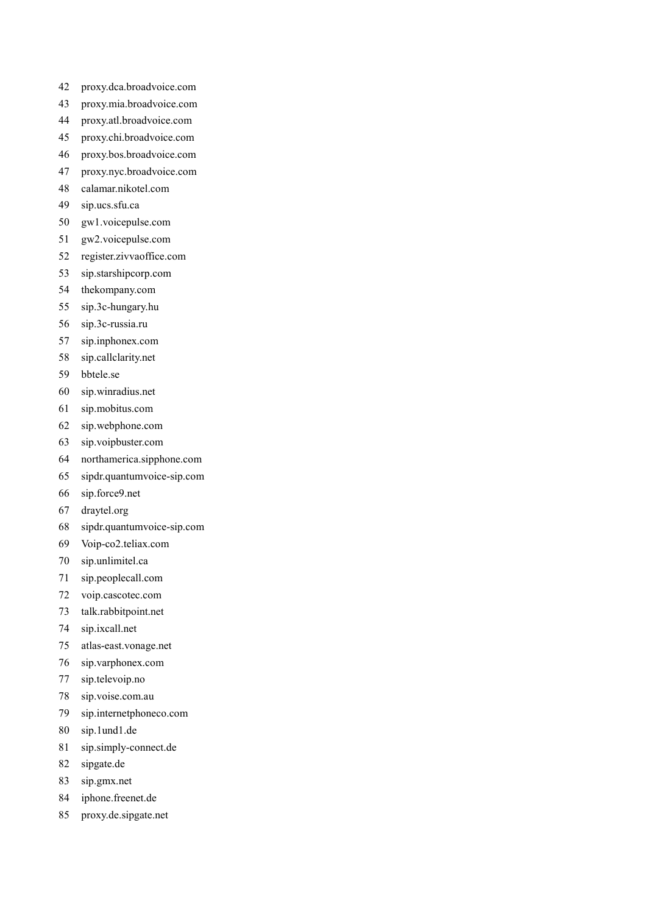42 proxy.dca.broadvoice.com
43 proxy.mia.broadvoice.com
44 proxy.atl.broadvoice.com
45 proxy.chi.broadvoice.com
46 proxy.bos.broadvoice.com
47 proxy.nyc.broadvoice.com
48 calamar.nikotel.com
49 sip.ucs.sfu.ca
50 gw1.voicepulse.com
51 gw2.voicepulse.com
52 register.zivvaoffice.com
53 sip.starshipcorp.com
54 thekompany.com
55 sip.3c-hungary.hu
56 sip.3c-russia.ru
57 sip.inphonex.com
58 sip.callclarity.net
59 bbtele.se
60 sip.winradius.net
61 sip.mobitus.com
62 sip.webphone.com
63 sip.voipbuster.com
64 northamerica.sipphone.com
65 sipdr.quantumvoice-sip.com
66 sip.force9.net
67 draytel.org
68 sipdr.quantumvoice-sip.com
69 Voip-co2.teliax.com
70 sip.unlimitel.ca
71 sip.peoplecall.com
72 voip.cascotec.com
73 talk.rabbitpoint.net
74 sip.ixcall.net
75 atlas-east.vonage.net
76 sip.varphonex.com
77 sip.televoip.no
78 sip.voise.com.au
79 sip.internetphoneco.com
80 sip.1und1.de
81 sip.simply-connect.de
82 sipgate.de
83 sip.gmx.net
84 iphone.freenet.de
85 proxy.de.sipgate.net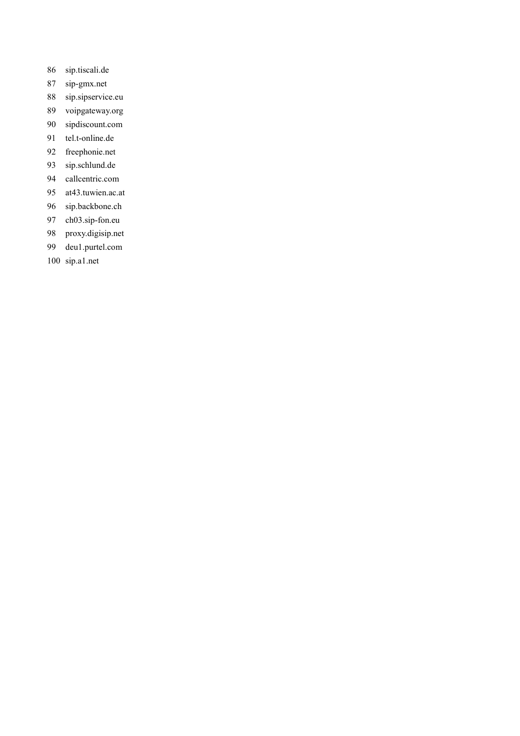| | |
|---|---|
| 86 | sip.tiscali.de |
| 87 | sip-gmx.net |
| 88 | sip.sipservice.eu |
| 89 | voipgateway.org |
| 90 | sipdiscount.com |
| 91 | tel.t-online.de |
| 92 | freephonie.net |
| 93 | sip.schlund.de |
| 94 | callcentric.com |
| 95 | at43.tuwien.ac.at |
| 96 | sip.backbone.ch |
| 97 | ch03.sip-fon.eu |
| 98 | proxy.digisip.net |
| 99 | deu1.purtel.com |
| 100 | sip.a1.net |